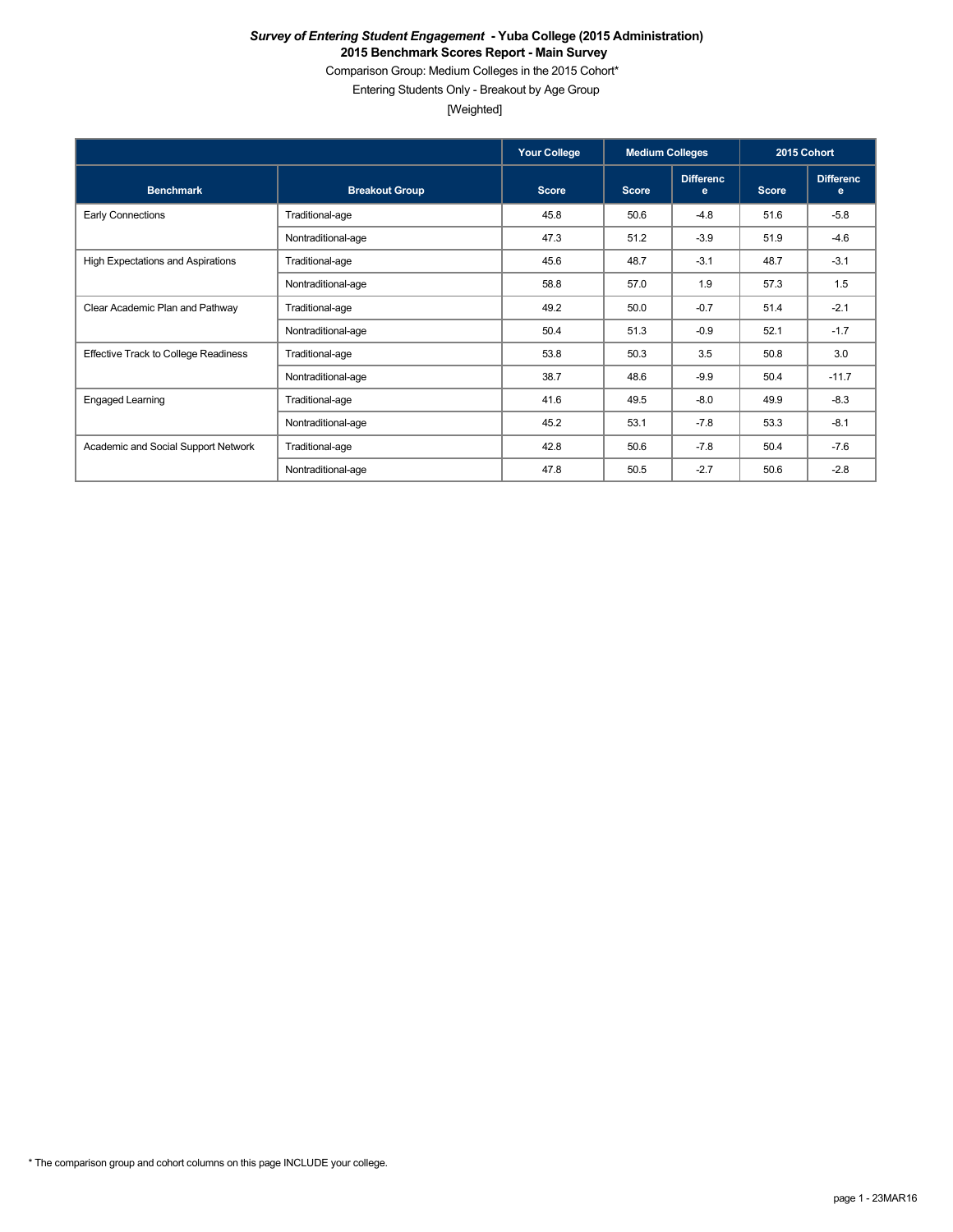***Survey of Entering Student Engagement* - Yuba College (2015 Administration)**

**2015 Benchmark Scores Report - Main Survey**

Comparison Group: Medium Colleges in the 2015 Cohort*

Entering Students Only - Breakout by Age Group

[Weighted]

| | | Your College | Medium Colleges | | 2015 Cohort | |
|---|---|---|---|---|---|---|
| **Benchmark** | **Breakout Group** | **Score** | **Score** | **Difference** | **Score** | **Difference** |
| Early Connections | Traditional-age | 45.8 | 50.6 | -4.8 | 51.6 | -5.8 |
| | Nontraditional-age | 47.3 | 51.2 | -3.9 | 51.9 | -4.6 |
| High Expectations and Aspirations | Traditional-age | 45.6 | 48.7 | -3.1 | 48.7 | -3.1 |
| | Nontraditional-age | 58.8 | 57.0 | 1.9 | 57.3 | 1.5 |
| Clear Academic Plan and Pathway | Traditional-age | 49.2 | 50.0 | -0.7 | 51.4 | -2.1 |
| | Nontraditional-age | 50.4 | 51.3 | -0.9 | 52.1 | -1.7 |
| Effective Track to College Readiness | Traditional-age | 53.8 | 50.3 | 3.5 | 50.8 | 3.0 |
| | Nontraditional-age | 38.7 | 48.6 | -9.9 | 50.4 | -11.7 |
| Engaged Learning | Traditional-age | 41.6 | 49.5 | -8.0 | 49.9 | -8.3 |
| | Nontraditional-age | 45.2 | 53.1 | -7.8 | 53.3 | -8.1 |
| Academic and Social Support Network | Traditional-age | 42.8 | 50.6 | -7.8 | 50.4 | -7.6 |
| | Nontraditional-age | 47.8 | 50.5 | -2.7 | 50.6 | -2.8 |

* The comparison group and cohort columns on this page INCLUDE your college.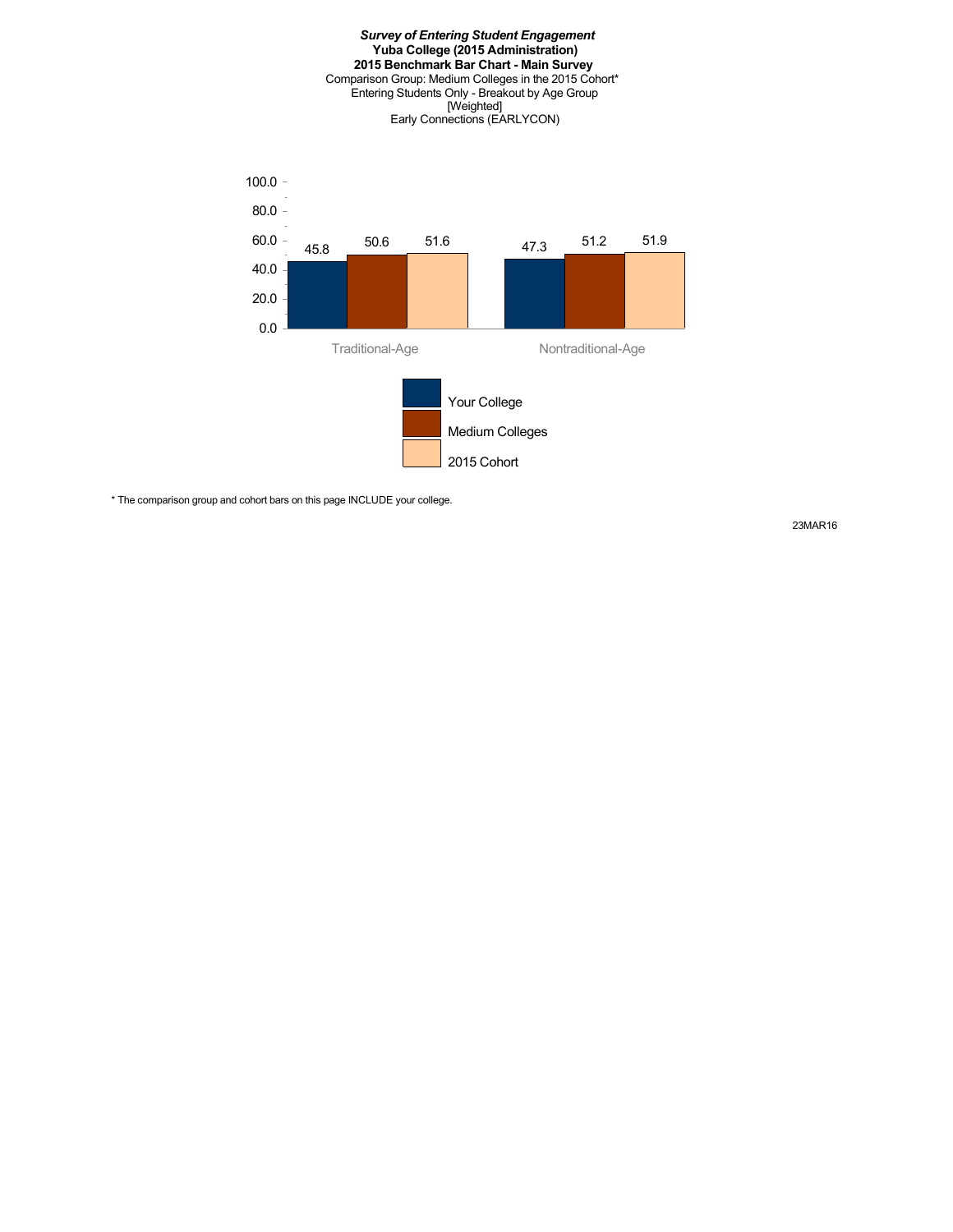***Survey of Entering Student Engagement***

**Yuba College (2015 Administration)**

**2015 Benchmark Bar Chart - Main Survey**

Comparison Group: Medium Colleges in the 2015 Cohort*

Entering Students Only - Breakout by Age Group

[Weighted]

Early Connections (EARLYCON)

| | Your College | Medium Colleges | 2015 Cohort |
|---|---|---|---|
| Traditional-Age | 45.8 | 50.6 | 51.6 |
| Nontraditional-Age | 47.3 | 51.2 | 51.9 |

* The comparison group and cohort bars on this page INCLUDE your college.

23MAR16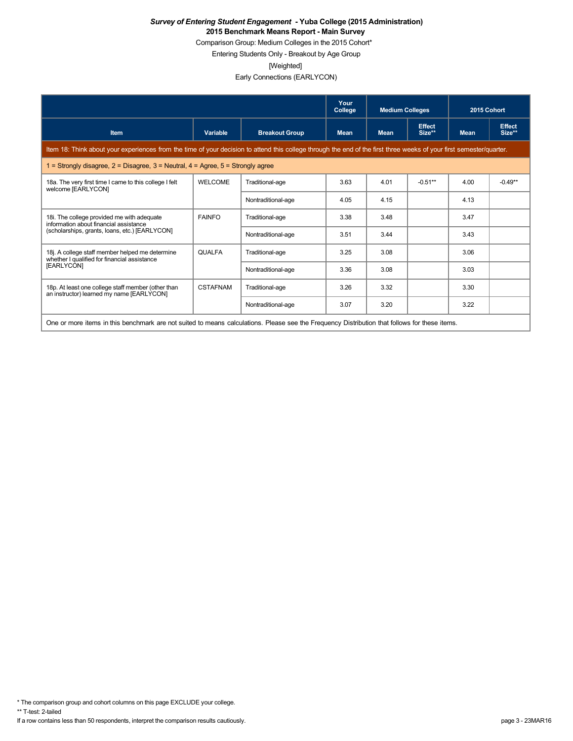***Survey of Entering Student Engagement* - Yuba College (2015 Administration)**
**2015 Benchmark Means Report - Main Survey**

Comparison Group: Medium Colleges in the 2015 Cohort*

Entering Students Only - Breakout by Age Group

[Weighted]

Early Connections (EARLYCON)

| | | | Your College | Medium Colleges | | 2015 Cohort | |
|---|---|---|---|---|---|---|---|
| **Item** | **Variable** | **Breakout Group** | **Mean** | **Mean** | **Effect Size**** | **Mean** | **Effect Size**** |
| Item 18: Think about your experiences from the time of your decision to attend this college through the end of the first three weeks of your first semester/quarter. | | | | | | | |
| 1 = Strongly disagree, 2 = Disagree, 3 = Neutral, 4 = Agree, 5 = Strongly agree | | | | | | | |
| 18a. The very first time I came to this college I felt welcome [EARLYCON] | WELCOME | Traditional-age | 3.63 | 4.01 | -0.51** | 4.00 | -0.49** |
| | | Nontraditional-age | 4.05 | 4.15 | | 4.13 | |
| 18i. The college provided me with adequate information about financial assistance (scholarships, grants, loans, etc.) [EARLYCON] | FAINFO | Traditional-age | 3.38 | 3.48 | | 3.47 | |
| | | Nontraditional-age | 3.51 | 3.44 | | 3.43 | |
| 18j. A college staff member helped me determine whether I qualified for financial assistance [EARLYCON] | QUALFA | Traditional-age | 3.25 | 3.08 | | 3.06 | |
| | | Nontraditional-age | 3.36 | 3.08 | | 3.03 | |
| 18p. At least one college staff member (other than an instructor) learned my name [EARLYCON] | CSTAFNAM | Traditional-age | 3.26 | 3.32 | | 3.30 | |
| | | Nontraditional-age | 3.07 | 3.20 | | 3.22 | |
| One or more items in this benchmark are not suited to means calculations. Please see the Frequency Distribution that follows for these items. | | | | | | | |

\* The comparison group and cohort columns on this page EXCLUDE your college.

\*\* T-test: 2-tailed

If a row contains less than 50 respondents, interpret the comparison results cautiously.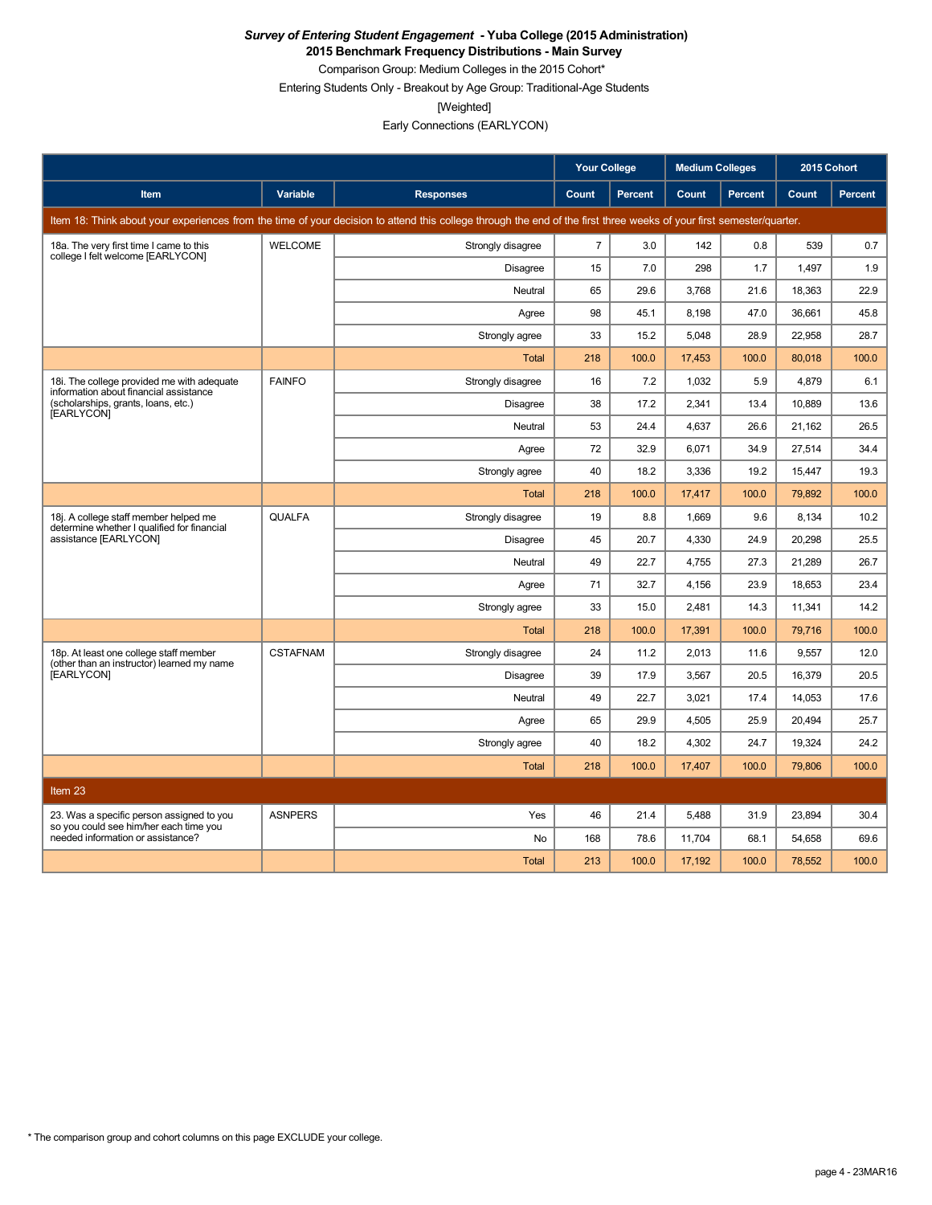***Survey of Entering Student Engagement* - Yuba College (2015 Administration)**

**2015 Benchmark Frequency Distributions - Main Survey**

Comparison Group: Medium Colleges in the 2015 Cohort*

Entering Students Only - Breakout by Age Group: Traditional-Age Students

[Weighted]

Early Connections (EARLYCON)

| | | | Your College | | Medium Colleges | | 2015 Cohort | |
|---|---|---|---|---|---|---|---|---|
| Item | Variable | Responses | Count | Percent | Count | Percent | Count | Percent |
| Item 18: Think about your experiences from the time of your decision to attend this college through the end of the first three weeks of your first semester/quarter. | | | | | | | | |
| 18a. The very first time I came to this college I felt welcome [EARLYCON] | WELCOME | Strongly disagree | 7 | 3.0 | 142 | 0.8 | 539 | 0.7 |
| | | Disagree | 15 | 7.0 | 298 | 1.7 | 1,497 | 1.9 |
| | | Neutral | 65 | 29.6 | 3,768 | 21.6 | 18,363 | 22.9 |
| | | Agree | 98 | 45.1 | 8,198 | 47.0 | 36,661 | 45.8 |
| | | Strongly agree | 33 | 15.2 | 5,048 | 28.9 | 22,958 | 28.7 |
| | | Total | 218 | 100.0 | 17,453 | 100.0 | 80,018 | 100.0 |
| 18i. The college provided me with adequate information about financial assistance (scholarships, grants, loans, etc.) [EARLYCON] | FAINFO | Strongly disagree | 16 | 7.2 | 1,032 | 5.9 | 4,879 | 6.1 |
| | | Disagree | 38 | 17.2 | 2,341 | 13.4 | 10,889 | 13.6 |
| | | Neutral | 53 | 24.4 | 4,637 | 26.6 | 21,162 | 26.5 |
| | | Agree | 72 | 32.9 | 6,071 | 34.9 | 27,514 | 34.4 |
| | | Strongly agree | 40 | 18.2 | 3,336 | 19.2 | 15,447 | 19.3 |
| | | Total | 218 | 100.0 | 17,417 | 100.0 | 79,892 | 100.0 |
| 18j. A college staff member helped me determine whether I qualified for financial assistance [EARLYCON] | QUALFA | Strongly disagree | 19 | 8.8 | 1,669 | 9.6 | 8,134 | 10.2 |
| | | Disagree | 45 | 20.7 | 4,330 | 24.9 | 20,298 | 25.5 |
| | | Neutral | 49 | 22.7 | 4,755 | 27.3 | 21,289 | 26.7 |
| | | Agree | 71 | 32.7 | 4,156 | 23.9 | 18,653 | 23.4 |
| | | Strongly agree | 33 | 15.0 | 2,481 | 14.3 | 11,341 | 14.2 |
| | | Total | 218 | 100.0 | 17,391 | 100.0 | 79,716 | 100.0 |
| 18p. At least one college staff member (other than an instructor) learned my name [EARLYCON] | CSTAFNAM | Strongly disagree | 24 | 11.2 | 2,013 | 11.6 | 9,557 | 12.0 |
| | | Disagree | 39 | 17.9 | 3,567 | 20.5 | 16,379 | 20.5 |
| | | Neutral | 49 | 22.7 | 3,021 | 17.4 | 14,053 | 17.6 |
| | | Agree | 65 | 29.9 | 4,505 | 25.9 | 20,494 | 25.7 |
| | | Strongly agree | 40 | 18.2 | 4,302 | 24.7 | 19,324 | 24.2 |
| | | Total | 218 | 100.0 | 17,407 | 100.0 | 79,806 | 100.0 |
| Item 23 | | | | | | | | |
| 23. Was a specific person assigned to you so you could see him/her each time you needed information or assistance? | ASNPERS | Yes | 46 | 21.4 | 5,488 | 31.9 | 23,894 | 30.4 |
| | | No | 168 | 78.6 | 11,704 | 68.1 | 54,658 | 69.6 |
| | | Total | 213 | 100.0 | 17,192 | 100.0 | 78,552 | 100.0 |

* The comparison group and cohort columns on this page EXCLUDE your college.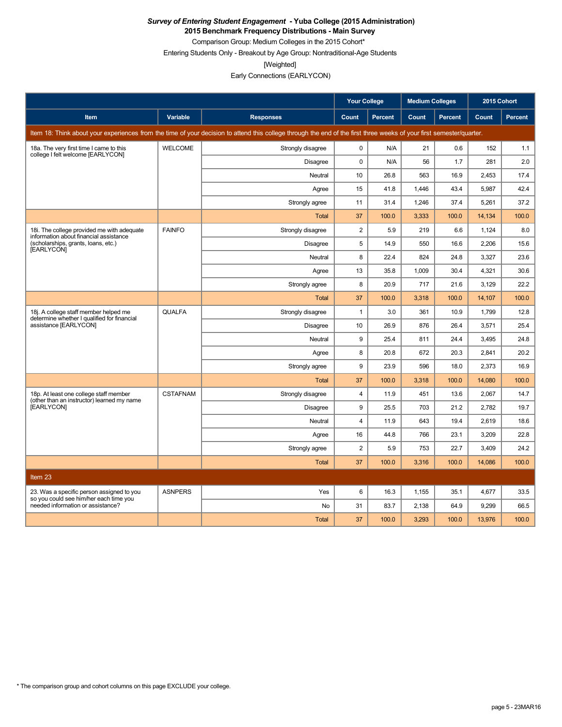***Survey of Entering Student Engagement* - Yuba College (2015 Administration)**

**2015 Benchmark Frequency Distributions - Main Survey**

Comparison Group: Medium Colleges in the 2015 Cohort*

Entering Students Only - Breakout by Age Group: Nontraditional-Age Students

[Weighted]

Early Connections (EARLYCON)

| | | | Your College | | Medium Colleges | | 2015 Cohort | |
|---|---|---|---|---|---|---|---|---|
| **Item** | **Variable** | **Responses** | **Count** | **Percent** | **Count** | **Percent** | **Count** | **Percent** |
| Item 18: Think about your experiences from the time of your decision to attend this college through the end of the first three weeks of your first semester/quarter. | | | | | | | | |
| 18a. The very first time I came to this college I felt welcome [EARLYCON] | WELCOME | Strongly disagree | 0 | N/A | 21 | 0.6 | 152 | 1.1 |
| | | Disagree | 0 | N/A | 56 | 1.7 | 281 | 2.0 |
| | | Neutral | 10 | 26.8 | 563 | 16.9 | 2,453 | 17.4 |
| | | Agree | 15 | 41.8 | 1,446 | 43.4 | 5,987 | 42.4 |
| | | Strongly agree | 11 | 31.4 | 1,246 | 37.4 | 5,261 | 37.2 |
| | | Total | 37 | 100.0 | 3,333 | 100.0 | 14,134 | 100.0 |
| 18i. The college provided me with adequate information about financial assistance (scholarships, grants, loans, etc.) [EARLYCON] | FAINFO | Strongly disagree | 2 | 5.9 | 219 | 6.6 | 1,124 | 8.0 |
| | | Disagree | 5 | 14.9 | 550 | 16.6 | 2,206 | 15.6 |
| | | Neutral | 8 | 22.4 | 824 | 24.8 | 3,327 | 23.6 |
| | | Agree | 13 | 35.8 | 1,009 | 30.4 | 4,321 | 30.6 |
| | | Strongly agree | 8 | 20.9 | 717 | 21.6 | 3,129 | 22.2 |
| | | Total | 37 | 100.0 | 3,318 | 100.0 | 14,107 | 100.0 |
| 18j. A college staff member helped me determine whether I qualified for financial assistance [EARLYCON] | QUALFA | Strongly disagree | 1 | 3.0 | 361 | 10.9 | 1,799 | 12.8 |
| | | Disagree | 10 | 26.9 | 876 | 26.4 | 3,571 | 25.4 |
| | | Neutral | 9 | 25.4 | 811 | 24.4 | 3,495 | 24.8 |
| | | Agree | 8 | 20.8 | 672 | 20.3 | 2,841 | 20.2 |
| | | Strongly agree | 9 | 23.9 | 596 | 18.0 | 2,373 | 16.9 |
| | | Total | 37 | 100.0 | 3,318 | 100.0 | 14,080 | 100.0 |
| 18p. At least one college staff member (other than an instructor) learned my name [EARLYCON] | CSTAFNAM | Strongly disagree | 4 | 11.9 | 451 | 13.6 | 2,067 | 14.7 |
| | | Disagree | 9 | 25.5 | 703 | 21.2 | 2,782 | 19.7 |
| | | Neutral | 4 | 11.9 | 643 | 19.4 | 2,619 | 18.6 |
| | | Agree | 16 | 44.8 | 766 | 23.1 | 3,209 | 22.8 |
| | | Strongly agree | 2 | 5.9 | 753 | 22.7 | 3,409 | 24.2 |
| | | Total | 37 | 100.0 | 3,316 | 100.0 | 14,086 | 100.0 |
| Item 23 | | | | | | | | |
| 23. Was a specific person assigned to you so you could see him/her each time you needed information or assistance? | ASNPERS | Yes | 6 | 16.3 | 1,155 | 35.1 | 4,677 | 33.5 |
| | | No | 31 | 83.7 | 2,138 | 64.9 | 9,299 | 66.5 |
| | | Total | 37 | 100.0 | 3,293 | 100.0 | 13,976 | 100.0 |

* The comparison group and cohort columns on this page EXCLUDE your college.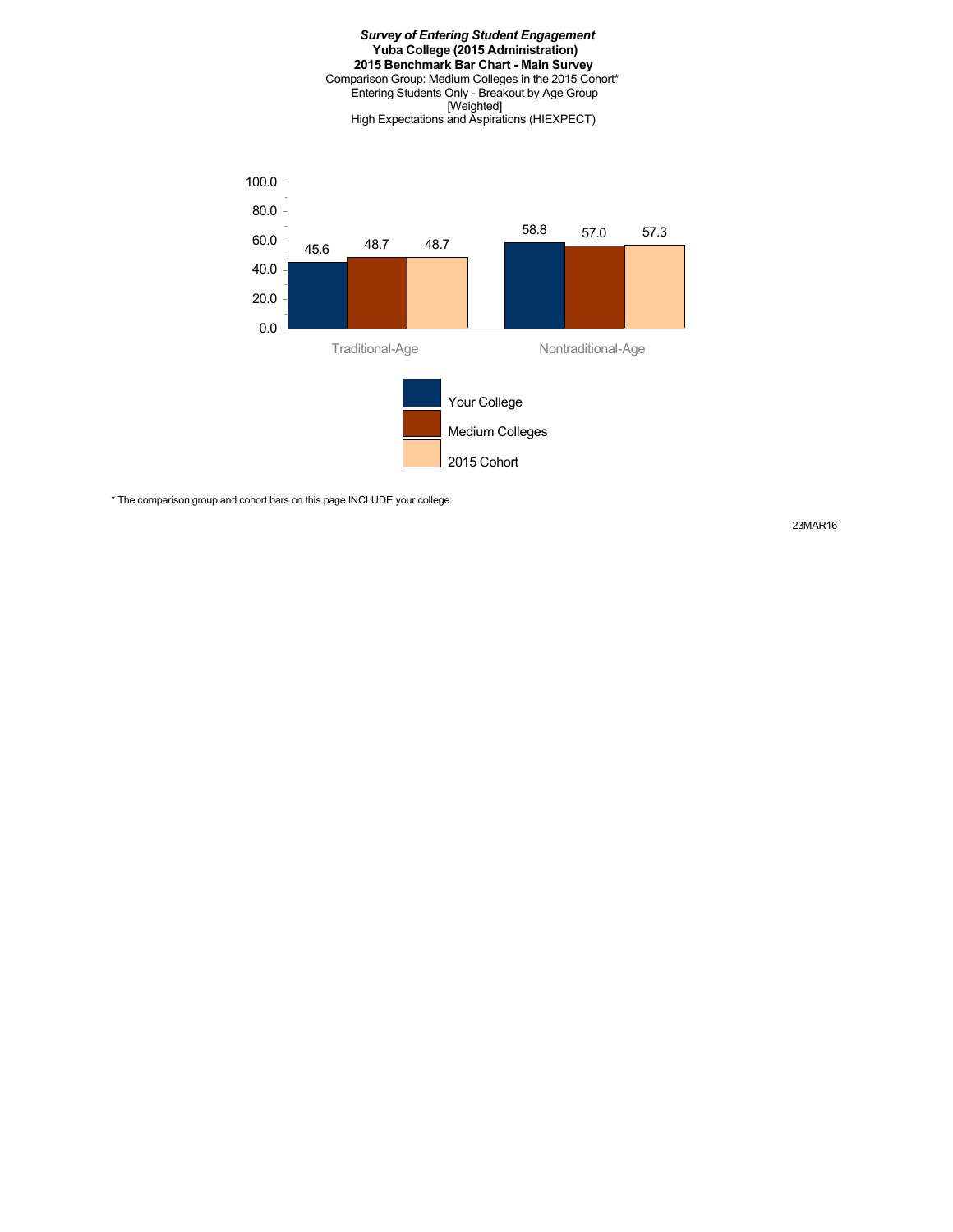***Survey of Entering Student Engagement***
**Yuba College (2015 Administration)**
**2015 Benchmark Bar Chart - Main Survey**
Comparison Group: Medium Colleges in the 2015 Cohort*
Entering Students Only - Breakout by Age Group
[Weighted]
High Expectations and Aspirations (HIEXPECT)

| | Your College | Medium Colleges | 2015 Cohort |
|---|---|---|---|
| Traditional-Age | 45.6 | 48.7 | 48.7 |
| Nontraditional-Age | 58.8 | 57.0 | 57.3 |

* The comparison group and cohort bars on this page INCLUDE your college.

23MAR16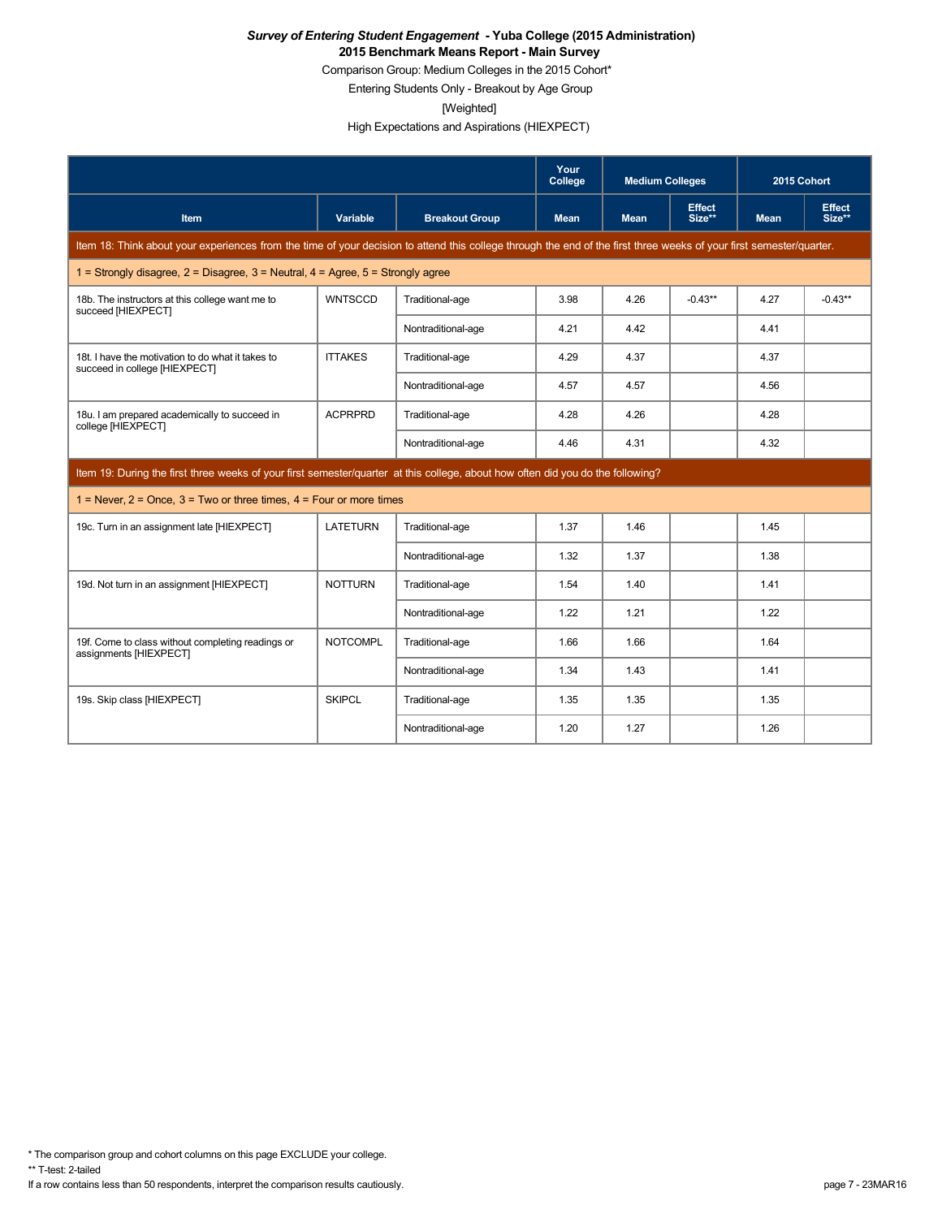***Survey of Entering Student Engagement* - Yuba College (2015 Administration)**

**2015 Benchmark Means Report - Main Survey**

Comparison Group: Medium Colleges in the 2015 Cohort*

Entering Students Only - Breakout by Age Group

[Weighted]

High Expectations and Aspirations (HIEXPECT)

| | | | Your College | Medium Colleges | | 2015 Cohort | |
|---|---|---|---|---|---|---|---|
| Item | Variable | Breakout Group | Mean | Mean | Effect Size** | Mean | Effect Size** |
| Item 18: Think about your experiences from the time of your decision to attend this college through the end of the first three weeks of your first semester/quarter. | | | | | | | |
| 1 = Strongly disagree, 2 = Disagree, 3 = Neutral, 4 = Agree, 5 = Strongly agree | | | | | | | |
| 18b. The instructors at this college want me to succeed [HIEXPECT] | WNTSCCD | Traditional-age | 3.98 | 4.26 | -0.43** | 4.27 | -0.43** |
| | | Nontraditional-age | 4.21 | 4.42 | | 4.41 | |
| 18t. I have the motivation to do what it takes to succeed in college [HIEXPECT] | ITTAKES | Traditional-age | 4.29 | 4.37 | | 4.37 | |
| | | Nontraditional-age | 4.57 | 4.57 | | 4.56 | |
| 18u. I am prepared academically to succeed in college [HIEXPECT] | ACPRPRD | Traditional-age | 4.28 | 4.26 | | 4.28 | |
| | | Nontraditional-age | 4.46 | 4.31 | | 4.32 | |
| Item 19: During the first three weeks of your first semester/quarter at this college, about how often did you do the following? | | | | | | | |
| 1 = Never, 2 = Once, 3 = Two or three times, 4 = Four or more times | | | | | | | |
| 19c. Turn in an assignment late [HIEXPECT] | LATETURN | Traditional-age | 1.37 | 1.46 | | 1.45 | |
| | | Nontraditional-age | 1.32 | 1.37 | | 1.38 | |
| 19d. Not turn in an assignment [HIEXPECT] | NOTTURN | Traditional-age | 1.54 | 1.40 | | 1.41 | |
| | | Nontraditional-age | 1.22 | 1.21 | | 1.22 | |
| 19f. Come to class without completing readings or assignments [HIEXPECT] | NOTCOMPL | Traditional-age | 1.66 | 1.66 | | 1.64 | |
| | | Nontraditional-age | 1.34 | 1.43 | | 1.41 | |
| 19s. Skip class [HIEXPECT] | SKIPCL | Traditional-age | 1.35 | 1.35 | | 1.35 | |
| | | Nontraditional-age | 1.20 | 1.27 | | 1.26 | |

* The comparison group and cohort columns on this page EXCLUDE your college.

** T-test: 2-tailed

If a row contains less than 50 respondents, interpret the comparison results cautiously.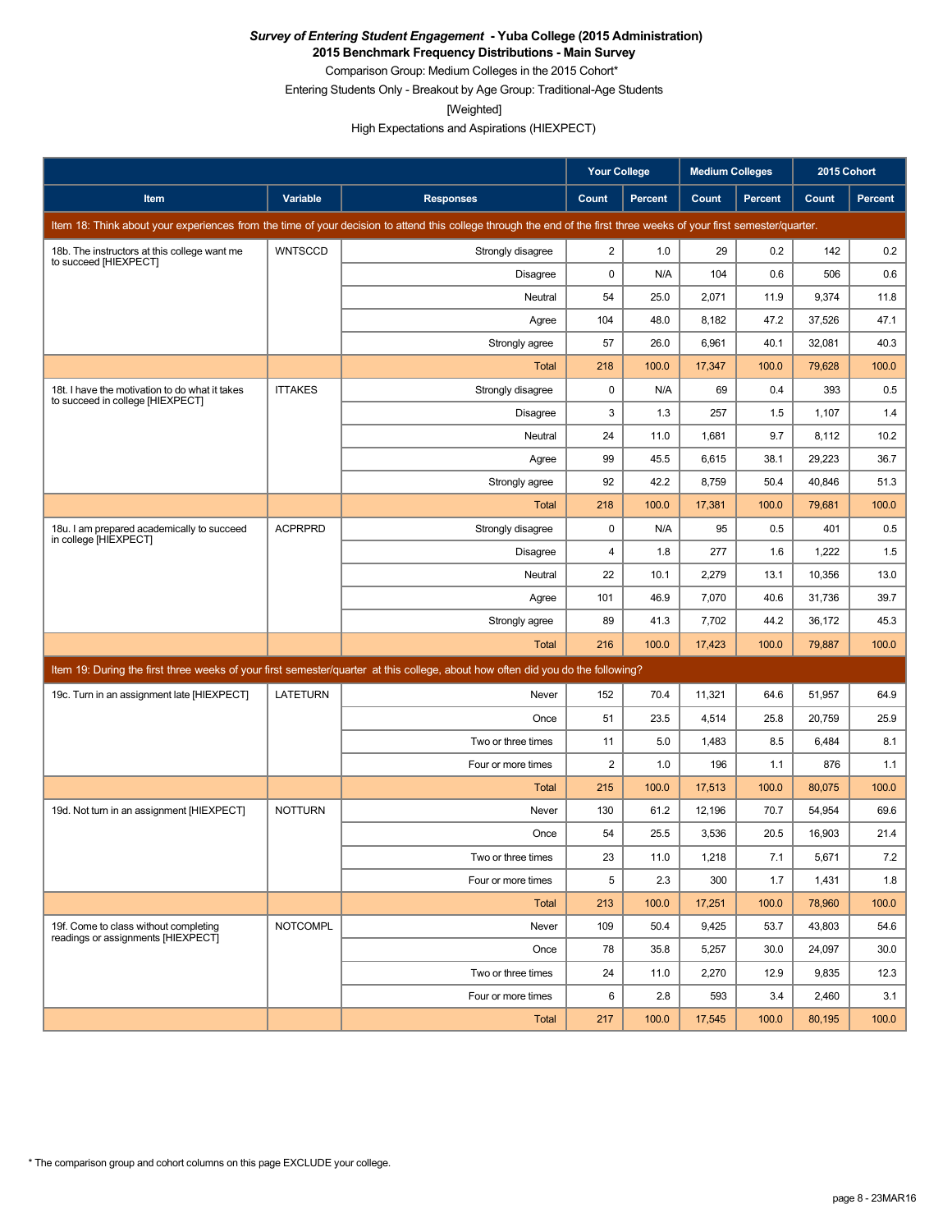***Survey of Entering Student Engagement* - Yuba College (2015 Administration)**
**2015 Benchmark Frequency Distributions - Main Survey**
Comparison Group: Medium Colleges in the 2015 Cohort*
Entering Students Only - Breakout by Age Group: Traditional-Age Students
[Weighted]
High Expectations and Aspirations (HIEXPECT)

| | | | Your College | | Medium Colleges | | 2015 Cohort | |
|---|---|---|---|---|---|---|---|---|
| **Item** | **Variable** | **Responses** | **Count** | **Percent** | **Count** | **Percent** | **Count** | **Percent** |
| Item 18: Think about your experiences from the time of your decision to attend this college through the end of the first three weeks of your first semester/quarter. | | | | | | | | |
| 18b. The instructors at this college want me to succeed [HIEXPECT] | WNTSCCD | Strongly disagree | 2 | 1.0 | 29 | 0.2 | 142 | 0.2 |
| | | Disagree | 0 | N/A | 104 | 0.6 | 506 | 0.6 |
| | | Neutral | 54 | 25.0 | 2,071 | 11.9 | 9,374 | 11.8 |
| | | Agree | 104 | 48.0 | 8,182 | 47.2 | 37,526 | 47.1 |
| | | Strongly agree | 57 | 26.0 | 6,961 | 40.1 | 32,081 | 40.3 |
| | | Total | 218 | 100.0 | 17,347 | 100.0 | 79,628 | 100.0 |
| 18t. I have the motivation to do what it takes to succeed in college [HIEXPECT] | ITTAKES | Strongly disagree | 0 | N/A | 69 | 0.4 | 393 | 0.5 |
| | | Disagree | 3 | 1.3 | 257 | 1.5 | 1,107 | 1.4 |
| | | Neutral | 24 | 11.0 | 1,681 | 9.7 | 8,112 | 10.2 |
| | | Agree | 99 | 45.5 | 6,615 | 38.1 | 29,223 | 36.7 |
| | | Strongly agree | 92 | 42.2 | 8,759 | 50.4 | 40,846 | 51.3 |
| | | Total | 218 | 100.0 | 17,381 | 100.0 | 79,681 | 100.0 |
| 18u. I am prepared academically to succeed in college [HIEXPECT] | ACPRPRD | Strongly disagree | 0 | N/A | 95 | 0.5 | 401 | 0.5 |
| | | Disagree | 4 | 1.8 | 277 | 1.6 | 1,222 | 1.5 |
| | | Neutral | 22 | 10.1 | 2,279 | 13.1 | 10,356 | 13.0 |
| | | Agree | 101 | 46.9 | 7,070 | 40.6 | 31,736 | 39.7 |
| | | Strongly agree | 89 | 41.3 | 7,702 | 44.2 | 36,172 | 45.3 |
| | | Total | 216 | 100.0 | 17,423 | 100.0 | 79,887 | 100.0 |
| Item 19: During the first three weeks of your first semester/quarter at this college, about how often did you do the following? | | | | | | | | |
| 19c. Turn in an assignment late [HIEXPECT] | LATETURN | Never | 152 | 70.4 | 11,321 | 64.6 | 51,957 | 64.9 |
| | | Once | 51 | 23.5 | 4,514 | 25.8 | 20,759 | 25.9 |
| | | Two or three times | 11 | 5.0 | 1,483 | 8.5 | 6,484 | 8.1 |
| | | Four or more times | 2 | 1.0 | 196 | 1.1 | 876 | 1.1 |
| | | Total | 215 | 100.0 | 17,513 | 100.0 | 80,075 | 100.0 |
| 19d. Not turn in an assignment [HIEXPECT] | NOTTURN | Never | 130 | 61.2 | 12,196 | 70.7 | 54,954 | 69.6 |
| | | Once | 54 | 25.5 | 3,536 | 20.5 | 16,903 | 21.4 |
| | | Two or three times | 23 | 11.0 | 1,218 | 7.1 | 5,671 | 7.2 |
| | | Four or more times | 5 | 2.3 | 300 | 1.7 | 1,431 | 1.8 |
| | | Total | 213 | 100.0 | 17,251 | 100.0 | 78,960 | 100.0 |
| 19f. Come to class without completing readings or assignments [HIEXPECT] | NOTCOMPL | Never | 109 | 50.4 | 9,425 | 53.7 | 43,803 | 54.6 |
| | | Once | 78 | 35.8 | 5,257 | 30.0 | 24,097 | 30.0 |
| | | Two or three times | 24 | 11.0 | 2,270 | 12.9 | 9,835 | 12.3 |
| | | Four or more times | 6 | 2.8 | 593 | 3.4 | 2,460 | 3.1 |
| | | Total | 217 | 100.0 | 17,545 | 100.0 | 80,195 | 100.0 |

* The comparison group and cohort columns on this page EXCLUDE your college.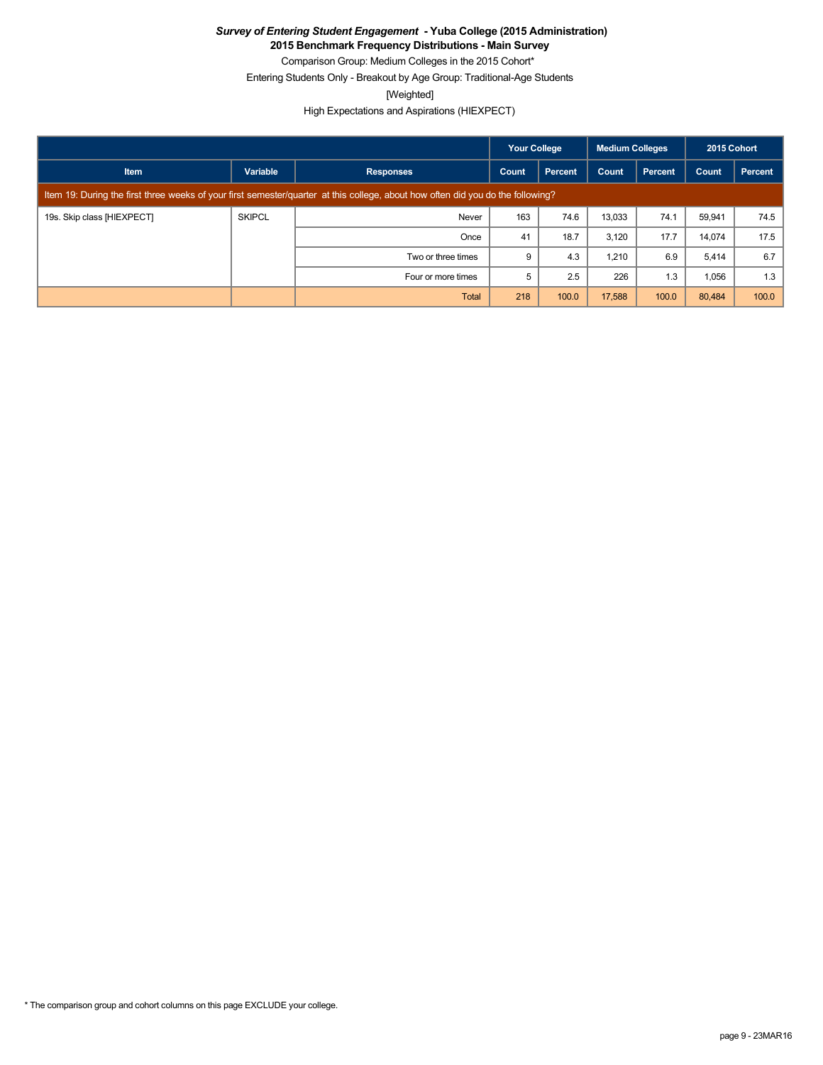***Survey of Entering Student Engagement* - Yuba College (2015 Administration)**
**2015 Benchmark Frequency Distributions - Main Survey**

Comparison Group: Medium Colleges in the 2015 Cohort*

Entering Students Only - Breakout by Age Group: Traditional-Age Students

[Weighted]

High Expectations and Aspirations (HIEXPECT)

| | | | Your College | | Medium Colleges | | 2015 Cohort | |
|---|---|---|---|---|---|---|---|---|
| Item | Variable | Responses | Count | Percent | Count | Percent | Count | Percent |
| Item 19: During the first three weeks of your first semester/quarter at this college, about how often did you do the following? | | | | | | | | |
| 19s. Skip class [HIEXPECT] | SKIPCL | Never | 163 | 74.6 | 13,033 | 74.1 | 59,941 | 74.5 |
| | | Once | 41 | 18.7 | 3,120 | 17.7 | 14,074 | 17.5 |
| | | Two or three times | 9 | 4.3 | 1,210 | 6.9 | 5,414 | 6.7 |
| | | Four or more times | 5 | 2.5 | 226 | 1.3 | 1,056 | 1.3 |
| | | Total | 218 | 100.0 | 17,588 | 100.0 | 80,484 | 100.0 |

* The comparison group and cohort columns on this page EXCLUDE your college.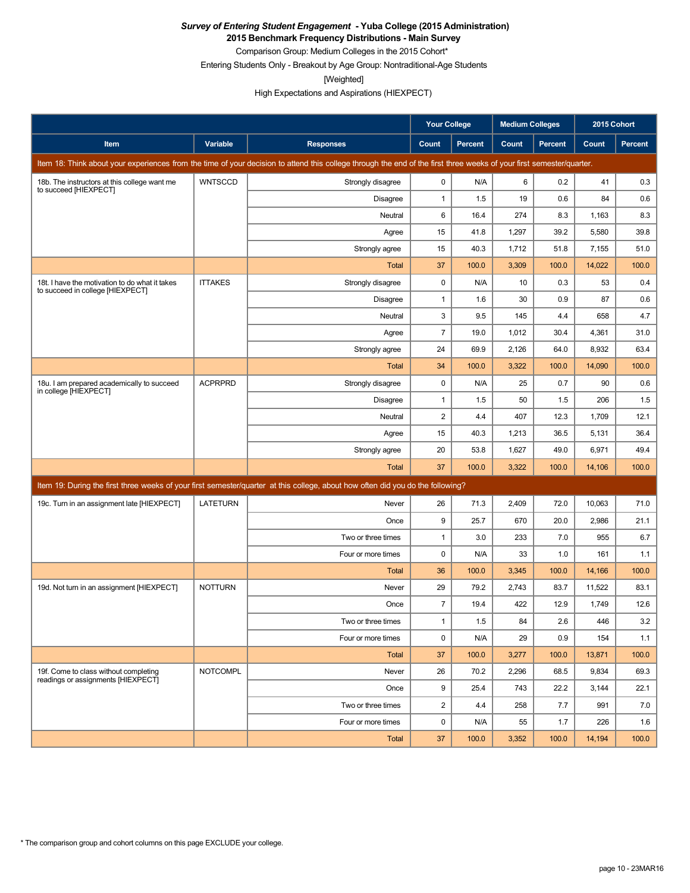***Survey of Entering Student Engagement* - Yuba College (2015 Administration)**

**2015 Benchmark Frequency Distributions - Main Survey**

Comparison Group: Medium Colleges in the 2015 Cohort*

Entering Students Only - Breakout by Age Group: Nontraditional-Age Students

[Weighted]

High Expectations and Aspirations (HIEXPECT)

| | | | Your College | | Medium Colleges | | 2015 Cohort | |
|---|---|---|---|---|---|---|---|---|
| **Item** | **Variable** | **Responses** | **Count** | **Percent** | **Count** | **Percent** | **Count** | **Percent** |
| Item 18: Think about your experiences from the time of your decision to attend this college through the end of the first three weeks of your first semester/quarter. | | | | | | | | |
| 18b. The instructors at this college want me to succeed [HIEXPECT] | WNTSCCD | Strongly disagree | 0 | N/A | 6 | 0.2 | 41 | 0.3 |
| | | Disagree | 1 | 1.5 | 19 | 0.6 | 84 | 0.6 |
| | | Neutral | 6 | 16.4 | 274 | 8.3 | 1,163 | 8.3 |
| | | Agree | 15 | 41.8 | 1,297 | 39.2 | 5,580 | 39.8 |
| | | Strongly agree | 15 | 40.3 | 1,712 | 51.8 | 7,155 | 51.0 |
| | | Total | 37 | 100.0 | 3,309 | 100.0 | 14,022 | 100.0 |
| 18t. I have the motivation to do what it takes to succeed in college [HIEXPECT] | ITTAKES | Strongly disagree | 0 | N/A | 10 | 0.3 | 53 | 0.4 |
| | | Disagree | 1 | 1.6 | 30 | 0.9 | 87 | 0.6 |
| | | Neutral | 3 | 9.5 | 145 | 4.4 | 658 | 4.7 |
| | | Agree | 7 | 19.0 | 1,012 | 30.4 | 4,361 | 31.0 |
| | | Strongly agree | 24 | 69.9 | 2,126 | 64.0 | 8,932 | 63.4 |
| | | Total | 34 | 100.0 | 3,322 | 100.0 | 14,090 | 100.0 |
| 18u. I am prepared academically to succeed in college [HIEXPECT] | ACPRPRD | Strongly disagree | 0 | N/A | 25 | 0.7 | 90 | 0.6 |
| | | Disagree | 1 | 1.5 | 50 | 1.5 | 206 | 1.5 |
| | | Neutral | 2 | 4.4 | 407 | 12.3 | 1,709 | 12.1 |
| | | Agree | 15 | 40.3 | 1,213 | 36.5 | 5,131 | 36.4 |
| | | Strongly agree | 20 | 53.8 | 1,627 | 49.0 | 6,971 | 49.4 |
| | | Total | 37 | 100.0 | 3,322 | 100.0 | 14,106 | 100.0 |
| Item 19: During the first three weeks of your first semester/quarter at this college, about how often did you do the following? | | | | | | | | |
| 19c. Turn in an assignment late [HIEXPECT] | LATETURN | Never | 26 | 71.3 | 2,409 | 72.0 | 10,063 | 71.0 |
| | | Once | 9 | 25.7 | 670 | 20.0 | 2,986 | 21.1 |
| | | Two or three times | 1 | 3.0 | 233 | 7.0 | 955 | 6.7 |
| | | Four or more times | 0 | N/A | 33 | 1.0 | 161 | 1.1 |
| | | Total | 36 | 100.0 | 3,345 | 100.0 | 14,166 | 100.0 |
| 19d. Not turn in an assignment [HIEXPECT] | NOTTURN | Never | 29 | 79.2 | 2,743 | 83.7 | 11,522 | 83.1 |
| | | Once | 7 | 19.4 | 422 | 12.9 | 1,749 | 12.6 |
| | | Two or three times | 1 | 1.5 | 84 | 2.6 | 446 | 3.2 |
| | | Four or more times | 0 | N/A | 29 | 0.9 | 154 | 1.1 |
| | | Total | 37 | 100.0 | 3,277 | 100.0 | 13,871 | 100.0 |
| 19f. Come to class without completing readings or assignments [HIEXPECT] | NOTCOMPL | Never | 26 | 70.2 | 2,296 | 68.5 | 9,834 | 69.3 |
| | | Once | 9 | 25.4 | 743 | 22.2 | 3,144 | 22.1 |
| | | Two or three times | 2 | 4.4 | 258 | 7.7 | 991 | 7.0 |
| | | Four or more times | 0 | N/A | 55 | 1.7 | 226 | 1.6 |
| | | Total | 37 | 100.0 | 3,352 | 100.0 | 14,194 | 100.0 |

* The comparison group and cohort columns on this page EXCLUDE your college.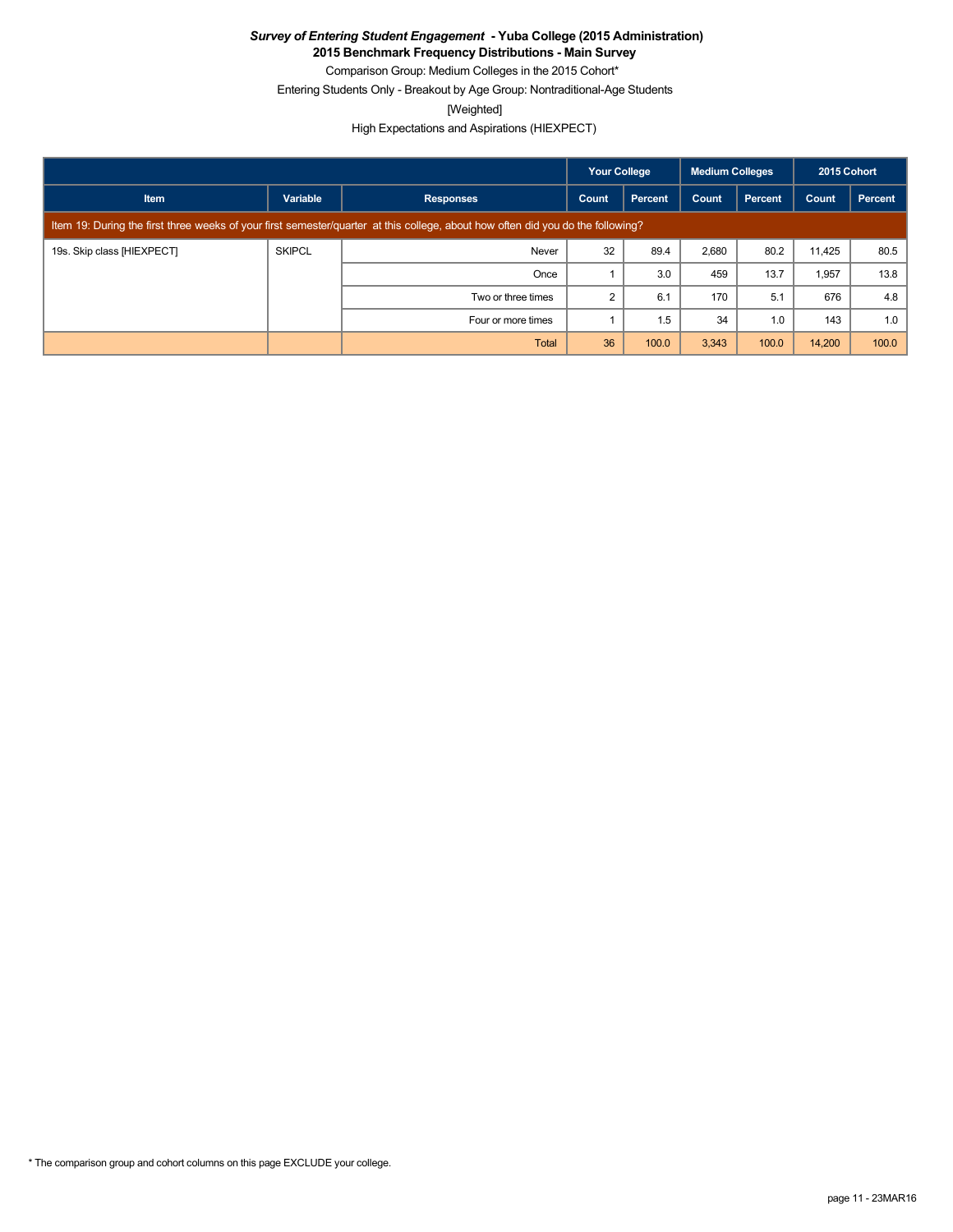***Survey of Entering Student Engagement* - Yuba College (2015 Administration)**
**2015 Benchmark Frequency Distributions - Main Survey**
Comparison Group: Medium Colleges in the 2015 Cohort*
Entering Students Only - Breakout by Age Group: Nontraditional-Age Students
[Weighted]
High Expectations and Aspirations (HIEXPECT)

| | | | Your College | | Medium Colleges | | 2015 Cohort | |
|---|---|---|---|---|---|---|---|---|
| **Item** | **Variable** | **Responses** | **Count** | **Percent** | **Count** | **Percent** | **Count** | **Percent** |
| Item 19: During the first three weeks of your first semester/quarter at this college, about how often did you do the following? | | | | | | | | |
| 19s. Skip class [HIEXPECT] | SKIPCL | Never | 32 | 89.4 | 2,680 | 80.2 | 11,425 | 80.5 |
| | | Once | 1 | 3.0 | 459 | 13.7 | 1,957 | 13.8 |
| | | Two or three times | 2 | 6.1 | 170 | 5.1 | 676 | 4.8 |
| | | Four or more times | 1 | 1.5 | 34 | 1.0 | 143 | 1.0 |
| | | Total | 36 | 100.0 | 3,343 | 100.0 | 14,200 | 100.0 |

* The comparison group and cohort columns on this page EXCLUDE your college.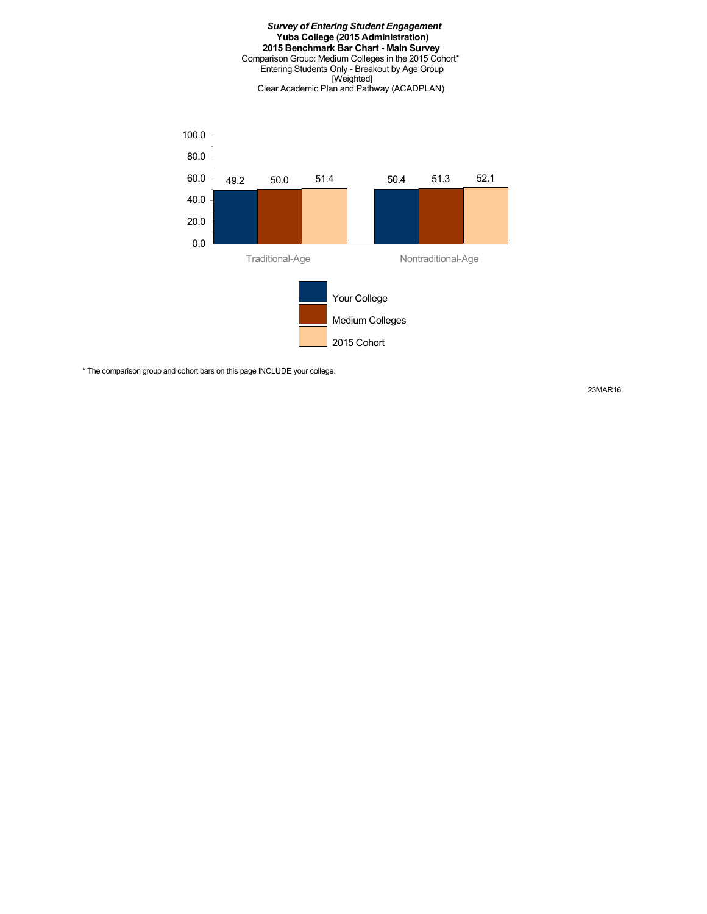***Survey of Entering Student Engagement***
**Yuba College (2015 Administration)**
**2015 Benchmark Bar Chart - Main Survey**
Comparison Group: Medium Colleges in the 2015 Cohort*
Entering Students Only - Breakout by Age Group
[Weighted]
Clear Academic Plan and Pathway (ACADPLAN)

| | Your College | Medium Colleges | 2015 Cohort |
|---|---|---|---|
| Traditional-Age | 49.2 | 50.0 | 51.4 |
| Nontraditional-Age | 50.4 | 51.3 | 52.1 |

* The comparison group and cohort bars on this page INCLUDE your college.

23MAR16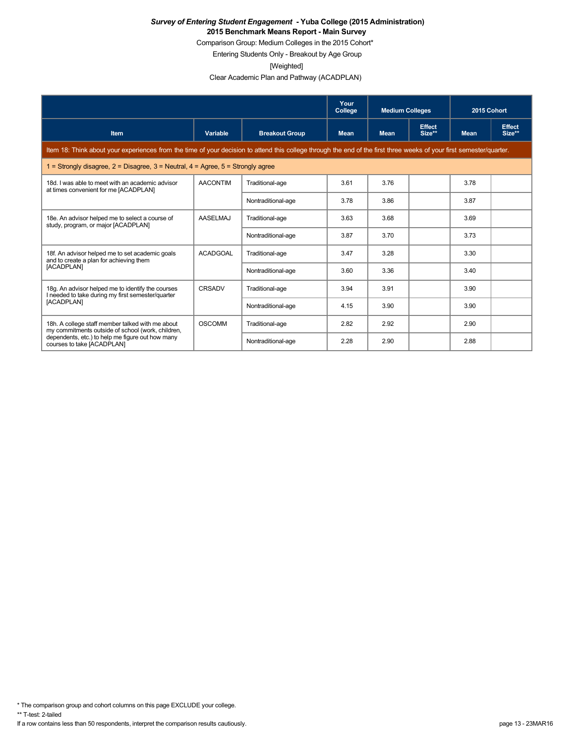***Survey of Entering Student Engagement* - Yuba College (2015 Administration)**
**2015 Benchmark Means Report - Main Survey**

Comparison Group: Medium Colleges in the 2015 Cohort*

Entering Students Only - Breakout by Age Group

[Weighted]

Clear Academic Plan and Pathway (ACADPLAN)

| | | | Your College | Medium Colleges | | 2015 Cohort | |
|---|---|---|---|---|---|---|---|
| **Item** | **Variable** | **Breakout Group** | **Mean** | **Mean** | **Effect Size**** | **Mean** | **Effect Size**** |
| Item 18: Think about your experiences from the time of your decision to attend this college through the end of the first three weeks of your first semester/quarter. | | | | | | | |
| 1 = Strongly disagree, 2 = Disagree, 3 = Neutral, 4 = Agree, 5 = Strongly agree | | | | | | | |
| 18d. I was able to meet with an academic advisor at times convenient for me [ACADPLAN] | AACONTIM | Traditional-age | 3.61 | 3.76 | | 3.78 | |
| | | Nontraditional-age | 3.78 | 3.86 | | 3.87 | |
| 18e. An advisor helped me to select a course of study, program, or major [ACADPLAN] | AASELMAJ | Traditional-age | 3.63 | 3.68 | | 3.69 | |
| | | Nontraditional-age | 3.87 | 3.70 | | 3.73 | |
| 18f. An advisor helped me to set academic goals and to create a plan for achieving them [ACADPLAN] | ACADGOAL | Traditional-age | 3.47 | 3.28 | | 3.30 | |
| | | Nontraditional-age | 3.60 | 3.36 | | 3.40 | |
| 18g. An advisor helped me to identify the courses I needed to take during my first semester/quarter [ACADPLAN] | CRSADV | Traditional-age | 3.94 | 3.91 | | 3.90 | |
| | | Nontraditional-age | 4.15 | 3.90 | | 3.90 | |
| 18h. A college staff member talked with me about my commitments outside of school (work, children, dependents, etc.) to help me figure out how many courses to take [ACADPLAN] | OSCOMM | Traditional-age | 2.82 | 2.92 | | 2.90 | |
| | | Nontraditional-age | 2.28 | 2.90 | | 2.88 | |

* The comparison group and cohort columns on this page EXCLUDE your college.

** T-test: 2-tailed

If a row contains less than 50 respondents, interpret the comparison results cautiously.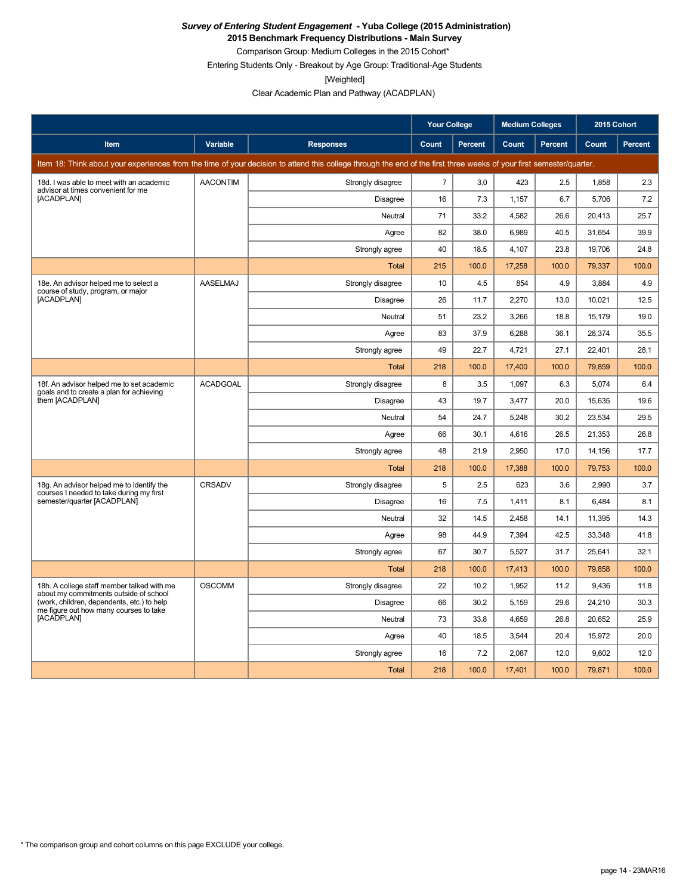***Survey of Entering Student Engagement* - Yuba College (2015 Administration)**
**2015 Benchmark Frequency Distributions - Main Survey**

Comparison Group: Medium Colleges in the 2015 Cohort*

Entering Students Only - Breakout by Age Group: Traditional-Age Students

[Weighted]

Clear Academic Plan and Pathway (ACADPLAN)

| | | | Your College | | Medium Colleges | | 2015 Cohort | |
|---|---|---|---|---|---|---|---|---|
| **Item** | **Variable** | **Responses** | **Count** | **Percent** | **Count** | **Percent** | **Count** | **Percent** |
| Item 18: Think about your experiences from the time of your decision to attend this college through the end of the first three weeks of your first semester/quarter. | | | | | | | | |
| 18d. I was able to meet with an academic advisor at times convenient for me [ACADPLAN] | AACONTIM | Strongly disagree | 7 | 3.0 | 423 | 2.5 | 1,858 | 2.3 |
| | | Disagree | 16 | 7.3 | 1,157 | 6.7 | 5,706 | 7.2 |
| | | Neutral | 71 | 33.2 | 4,582 | 26.6 | 20,413 | 25.7 |
| | | Agree | 82 | 38.0 | 6,989 | 40.5 | 31,654 | 39.9 |
| | | Strongly agree | 40 | 18.5 | 4,107 | 23.8 | 19,706 | 24.8 |
| | | Total | 215 | 100.0 | 17,258 | 100.0 | 79,337 | 100.0 |
| 18e. An advisor helped me to select a course of study, program, or major [ACADPLAN] | AASELMAJ | Strongly disagree | 10 | 4.5 | 854 | 4.9 | 3,884 | 4.9 |
| | | Disagree | 26 | 11.7 | 2,270 | 13.0 | 10,021 | 12.5 |
| | | Neutral | 51 | 23.2 | 3,266 | 18.8 | 15,179 | 19.0 |
| | | Agree | 83 | 37.9 | 6,288 | 36.1 | 28,374 | 35.5 |
| | | Strongly agree | 49 | 22.7 | 4,721 | 27.1 | 22,401 | 28.1 |
| | | Total | 218 | 100.0 | 17,400 | 100.0 | 79,859 | 100.0 |
| 18f. An advisor helped me to set academic goals and to create a plan for achieving them [ACADPLAN] | ACADGOAL | Strongly disagree | 8 | 3.5 | 1,097 | 6.3 | 5,074 | 6.4 |
| | | Disagree | 43 | 19.7 | 3,477 | 20.0 | 15,635 | 19.6 |
| | | Neutral | 54 | 24.7 | 5,248 | 30.2 | 23,534 | 29.5 |
| | | Agree | 66 | 30.1 | 4,616 | 26.5 | 21,353 | 26.8 |
| | | Strongly agree | 48 | 21.9 | 2,950 | 17.0 | 14,156 | 17.7 |
| | | Total | 218 | 100.0 | 17,388 | 100.0 | 79,753 | 100.0 |
| 18g. An advisor helped me to identify the courses I needed to take during my first semester/quarter [ACADPLAN] | CRSADV | Strongly disagree | 5 | 2.5 | 623 | 3.6 | 2,990 | 3.7 |
| | | Disagree | 16 | 7.5 | 1,411 | 8.1 | 6,484 | 8.1 |
| | | Neutral | 32 | 14.5 | 2,458 | 14.1 | 11,395 | 14.3 |
| | | Agree | 98 | 44.9 | 7,394 | 42.5 | 33,348 | 41.8 |
| | | Strongly agree | 67 | 30.7 | 5,527 | 31.7 | 25,641 | 32.1 |
| | | Total | 218 | 100.0 | 17,413 | 100.0 | 79,858 | 100.0 |
| 18h. A college staff member talked with me about my commitments outside of school (work, children, dependents, etc.) to help me figure out how many courses to take [ACADPLAN] | OSCOMM | Strongly disagree | 22 | 10.2 | 1,952 | 11.2 | 9,436 | 11.8 |
| | | Disagree | 66 | 30.2 | 5,159 | 29.6 | 24,210 | 30.3 |
| | | Neutral | 73 | 33.8 | 4,659 | 26.8 | 20,652 | 25.9 |
| | | Agree | 40 | 18.5 | 3,544 | 20.4 | 15,972 | 20.0 |
| | | Strongly agree | 16 | 7.2 | 2,087 | 12.0 | 9,602 | 12.0 |
| | | Total | 218 | 100.0 | 17,401 | 100.0 | 79,871 | 100.0 |

* The comparison group and cohort columns on this page EXCLUDE your college.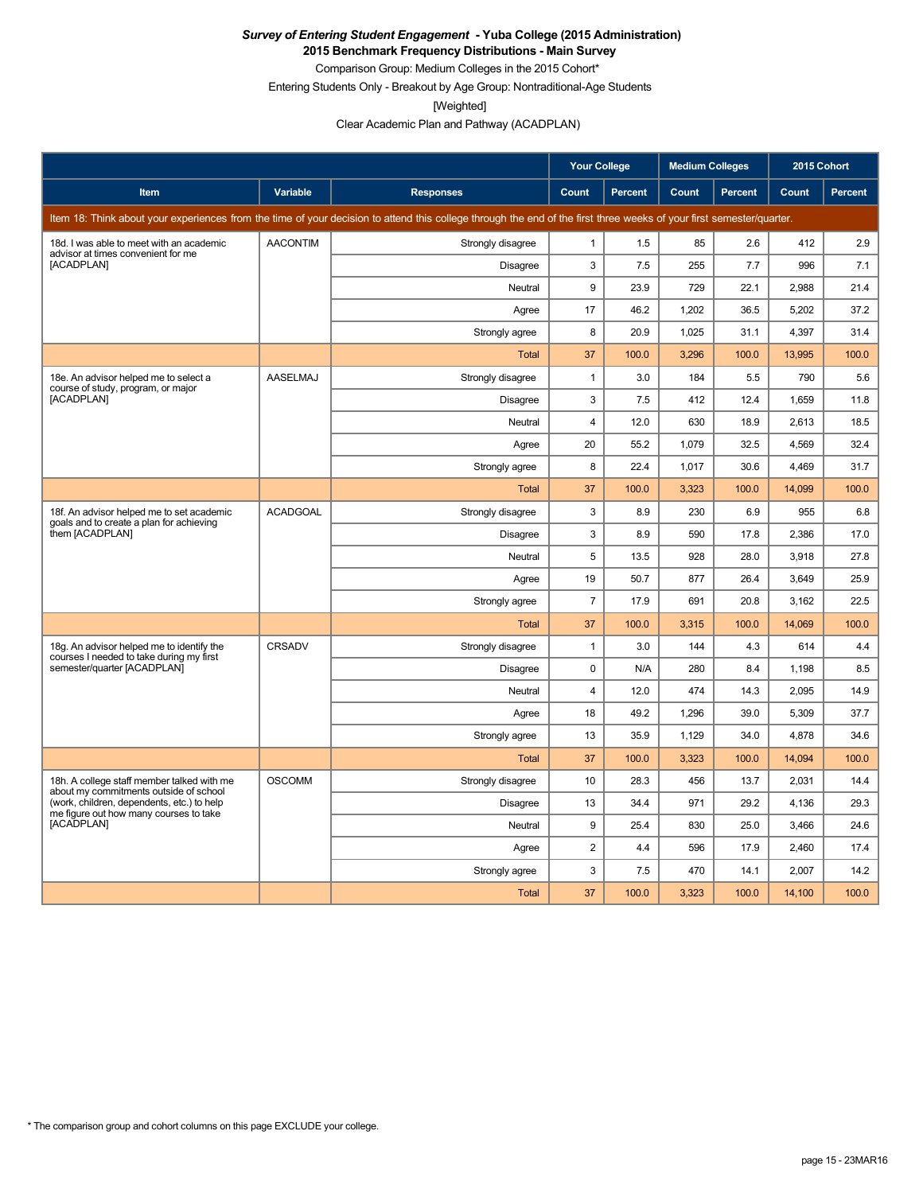***Survey of Entering Student Engagement* - Yuba College (2015 Administration)**

**2015 Benchmark Frequency Distributions - Main Survey**

Comparison Group: Medium Colleges in the 2015 Cohort*

Entering Students Only - Breakout by Age Group: Nontraditional-Age Students

[Weighted]

Clear Academic Plan and Pathway (ACADPLAN)

| | | | Your College | | Medium Colleges | | 2015 Cohort | |
|---|---|---|---|---|---|---|---|---|
| Item | Variable | Responses | Count | Percent | Count | Percent | Count | Percent |
| Item 18: Think about your experiences from the time of your decision to attend this college through the end of the first three weeks of your first semester/quarter. | | | | | | | | |
| 18d. I was able to meet with an academic advisor at times convenient for me [ACADPLAN] | AACONTIM | Strongly disagree | 1 | 1.5 | 85 | 2.6 | 412 | 2.9 |
| | | Disagree | 3 | 7.5 | 255 | 7.7 | 996 | 7.1 |
| | | Neutral | 9 | 23.9 | 729 | 22.1 | 2,988 | 21.4 |
| | | Agree | 17 | 46.2 | 1,202 | 36.5 | 5,202 | 37.2 |
| | | Strongly agree | 8 | 20.9 | 1,025 | 31.1 | 4,397 | 31.4 |
| | | Total | 37 | 100.0 | 3,296 | 100.0 | 13,995 | 100.0 |
| 18e. An advisor helped me to select a course of study, program, or major [ACADPLAN] | AASELMAJ | Strongly disagree | 1 | 3.0 | 184 | 5.5 | 790 | 5.6 |
| | | Disagree | 3 | 7.5 | 412 | 12.4 | 1,659 | 11.8 |
| | | Neutral | 4 | 12.0 | 630 | 18.9 | 2,613 | 18.5 |
| | | Agree | 20 | 55.2 | 1,079 | 32.5 | 4,569 | 32.4 |
| | | Strongly agree | 8 | 22.4 | 1,017 | 30.6 | 4,469 | 31.7 |
| | | Total | 37 | 100.0 | 3,323 | 100.0 | 14,099 | 100.0 |
| 18f. An advisor helped me to set academic goals and to create a plan for achieving them [ACADPLAN] | ACADGOAL | Strongly disagree | 3 | 8.9 | 230 | 6.9 | 955 | 6.8 |
| | | Disagree | 3 | 8.9 | 590 | 17.8 | 2,386 | 17.0 |
| | | Neutral | 5 | 13.5 | 928 | 28.0 | 3,918 | 27.8 |
| | | Agree | 19 | 50.7 | 877 | 26.4 | 3,649 | 25.9 |
| | | Strongly agree | 7 | 17.9 | 691 | 20.8 | 3,162 | 22.5 |
| | | Total | 37 | 100.0 | 3,315 | 100.0 | 14,069 | 100.0 |
| 18g. An advisor helped me to identify the courses I needed to take during my first semester/quarter [ACADPLAN] | CRSADV | Strongly disagree | 1 | 3.0 | 144 | 4.3 | 614 | 4.4 |
| | | Disagree | 0 | N/A | 280 | 8.4 | 1,198 | 8.5 |
| | | Neutral | 4 | 12.0 | 474 | 14.3 | 2,095 | 14.9 |
| | | Agree | 18 | 49.2 | 1,296 | 39.0 | 5,309 | 37.7 |
| | | Strongly agree | 13 | 35.9 | 1,129 | 34.0 | 4,878 | 34.6 |
| | | Total | 37 | 100.0 | 3,323 | 100.0 | 14,094 | 100.0 |
| 18h. A college staff member talked with me about my commitments outside of school (work, children, dependents, etc.) to help me figure out how many courses to take [ACADPLAN] | OSCOMM | Strongly disagree | 10 | 28.3 | 456 | 13.7 | 2,031 | 14.4 |
| | | Disagree | 13 | 34.4 | 971 | 29.2 | 4,136 | 29.3 |
| | | Neutral | 9 | 25.4 | 830 | 25.0 | 3,466 | 24.6 |
| | | Agree | 2 | 4.4 | 596 | 17.9 | 2,460 | 17.4 |
| | | Strongly agree | 3 | 7.5 | 470 | 14.1 | 2,007 | 14.2 |
| | | Total | 37 | 100.0 | 3,323 | 100.0 | 14,100 | 100.0 |

* The comparison group and cohort columns on this page EXCLUDE your college.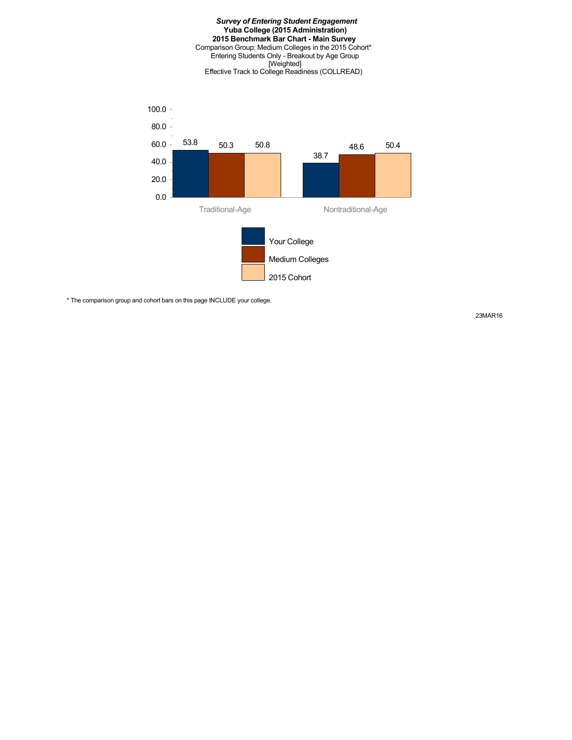***Survey of Entering Student Engagement***
**Yuba College (2015 Administration)**
**2015 Benchmark Bar Chart - Main Survey**
Comparison Group: Medium Colleges in the 2015 Cohort*
Entering Students Only - Breakout by Age Group
[Weighted]
Effective Track to College Readiness (COLLREAD)

| | Your College | Medium Colleges | 2015 Cohort |
|---|---|---|---|
| Traditional-Age | 53.8 | 50.3 | 50.8 |
| Nontraditional-Age | 38.7 | 48.6 | 50.4 |

* The comparison group and cohort bars on this page INCLUDE your college.

23MAR16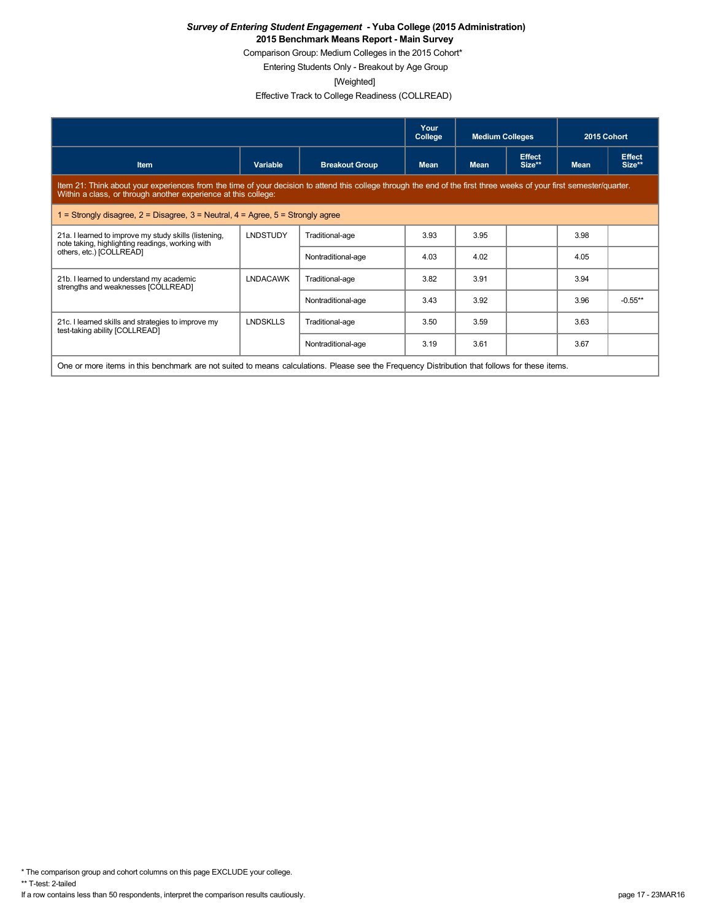***Survey of Entering Student Engagement* - Yuba College (2015 Administration)**

**2015 Benchmark Means Report - Main Survey**

Comparison Group: Medium Colleges in the 2015 Cohort*

Entering Students Only - Breakout by Age Group

[Weighted]

Effective Track to College Readiness (COLLREAD)

| | | | Your College | Medium Colleges | | 2015 Cohort | |
|---|---|---|---|---|---|---|---|
| Item | Variable | Breakout Group | Mean | Mean | Effect Size** | Mean | Effect Size** |
| Item 21: Think about your experiences from the time of your decision to attend this college through the end of the first three weeks of your first semester/quarter. Within a class, or through another experience at this college: | | | | | | | |
| 1 = Strongly disagree, 2 = Disagree, 3 = Neutral, 4 = Agree, 5 = Strongly agree | | | | | | | |
| 21a. I learned to improve my study skills (listening, note taking, highlighting readings, working with others, etc.) [COLLREAD] | LNDSTUDY | Traditional-age | 3.93 | 3.95 | | 3.98 | |
| | | Nontraditional-age | 4.03 | 4.02 | | 4.05 | |
| 21b. I learned to understand my academic strengths and weaknesses [COLLREAD] | LNDACAWK | Traditional-age | 3.82 | 3.91 | | 3.94 | |
| | | Nontraditional-age | 3.43 | 3.92 | | 3.96 | -0.55** |
| 21c. I learned skills and strategies to improve my test-taking ability [COLLREAD] | LNDSKLLS | Traditional-age | 3.50 | 3.59 | | 3.63 | |
| | | Nontraditional-age | 3.19 | 3.61 | | 3.67 | |

One or more items in this benchmark are not suited to means calculations. Please see the Frequency Distribution that follows for these items.

* The comparison group and cohort columns on this page EXCLUDE your college.

** T-test: 2-tailed

If a row contains less than 50 respondents, interpret the comparison results cautiously.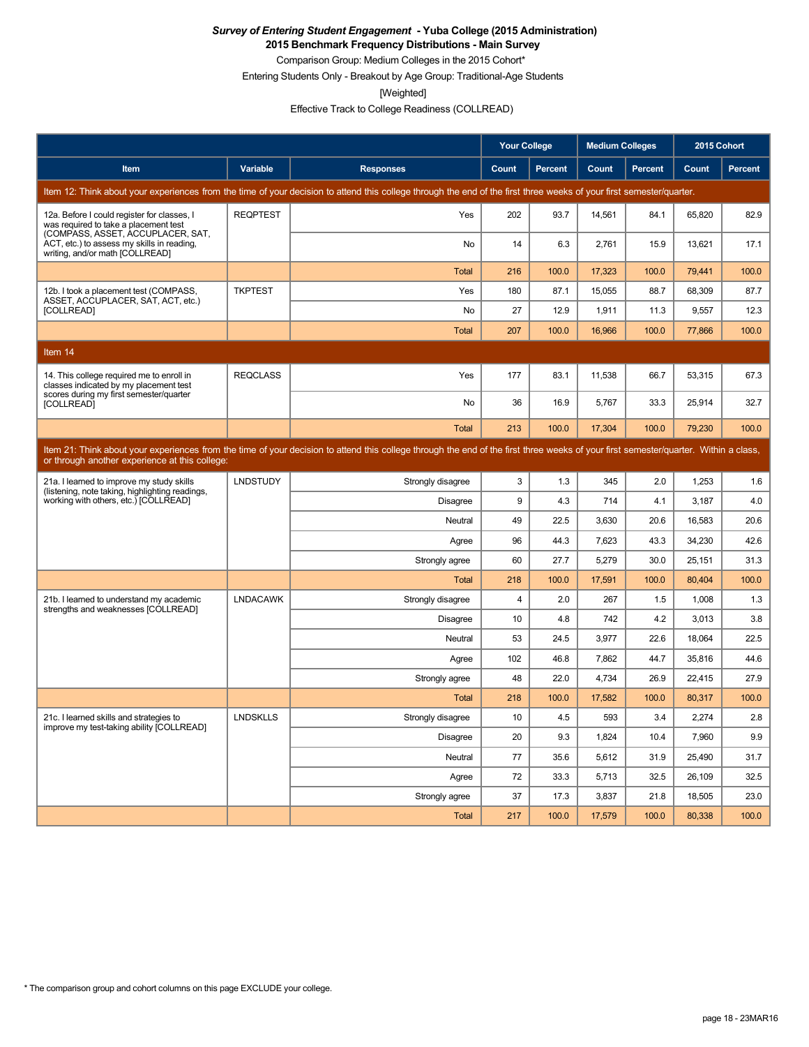***Survey of Entering Student Engagement* - Yuba College (2015 Administration)**

**2015 Benchmark Frequency Distributions - Main Survey**

Comparison Group: Medium Colleges in the 2015 Cohort*

Entering Students Only - Breakout by Age Group: Traditional-Age Students

[Weighted]

Effective Track to College Readiness (COLLREAD)

| | | | Your College | | Medium Colleges | | 2015 Cohort | |
|---|---|---|---|---|---|---|---|---|
| **Item** | **Variable** | **Responses** | **Count** | **Percent** | **Count** | **Percent** | **Count** | **Percent** |
| Item 12: Think about your experiences from the time of your decision to attend this college through the end of the first three weeks of your first semester/quarter. | | | | | | | | |
| 12a. Before I could register for classes, I was required to take a placement test (COMPASS, ASSET, ACCUPLACER, SAT, ACT, etc.) to assess my skills in reading, writing, and/or math [COLLREAD] | REQPTEST | Yes | 202 | 93.7 | 14,561 | 84.1 | 65,820 | 82.9 |
| | | No | 14 | 6.3 | 2,761 | 15.9 | 13,621 | 17.1 |
| | | Total | 216 | 100.0 | 17,323 | 100.0 | 79,441 | 100.0 |
| 12b. I took a placement test (COMPASS, ASSET, ACCUPLACER, SAT, ACT, etc.) [COLLREAD] | TKPTEST | Yes | 180 | 87.1 | 15,055 | 88.7 | 68,309 | 87.7 |
| | | No | 27 | 12.9 | 1,911 | 11.3 | 9,557 | 12.3 |
| | | Total | 207 | 100.0 | 16,966 | 100.0 | 77,866 | 100.0 |
| Item 14 | | | | | | | | |
| 14. This college required me to enroll in classes indicated by my placement test scores during my first semester/quarter [COLLREAD] | REQCLASS | Yes | 177 | 83.1 | 11,538 | 66.7 | 53,315 | 67.3 |
| | | No | 36 | 16.9 | 5,767 | 33.3 | 25,914 | 32.7 |
| | | Total | 213 | 100.0 | 17,304 | 100.0 | 79,230 | 100.0 |
| Item 21: Think about your experiences from the time of your decision to attend this college through the end of the first three weeks of your first semester/quarter. Within a class, or through another experience at this college: | | | | | | | | |
| 21a. I learned to improve my study skills (listening, note taking, highlighting readings, working with others, etc.) [COLLREAD] | LNDSTUDY | Strongly disagree | 3 | 1.3 | 345 | 2.0 | 1,253 | 1.6 |
| | | Disagree | 9 | 4.3 | 714 | 4.1 | 3,187 | 4.0 |
| | | Neutral | 49 | 22.5 | 3,630 | 20.6 | 16,583 | 20.6 |
| | | Agree | 96 | 44.3 | 7,623 | 43.3 | 34,230 | 42.6 |
| | | Strongly agree | 60 | 27.7 | 5,279 | 30.0 | 25,151 | 31.3 |
| | | Total | 218 | 100.0 | 17,591 | 100.0 | 80,404 | 100.0 |
| 21b. I learned to understand my academic strengths and weaknesses [COLLREAD] | LNDACAWK | Strongly disagree | 4 | 2.0 | 267 | 1.5 | 1,008 | 1.3 |
| | | Disagree | 10 | 4.8 | 742 | 4.2 | 3,013 | 3.8 |
| | | Neutral | 53 | 24.5 | 3,977 | 22.6 | 18,064 | 22.5 |
| | | Agree | 102 | 46.8 | 7,862 | 44.7 | 35,816 | 44.6 |
| | | Strongly agree | 48 | 22.0 | 4,734 | 26.9 | 22,415 | 27.9 |
| | | Total | 218 | 100.0 | 17,582 | 100.0 | 80,317 | 100.0 |
| 21c. I learned skills and strategies to improve my test-taking ability [COLLREAD] | LNDSKLLS | Strongly disagree | 10 | 4.5 | 593 | 3.4 | 2,274 | 2.8 |
| | | Disagree | 20 | 9.3 | 1,824 | 10.4 | 7,960 | 9.9 |
| | | Neutral | 77 | 35.6 | 5,612 | 31.9 | 25,490 | 31.7 |
| | | Agree | 72 | 33.3 | 5,713 | 32.5 | 26,109 | 32.5 |
| | | Strongly agree | 37 | 17.3 | 3,837 | 21.8 | 18,505 | 23.0 |
| | | Total | 217 | 100.0 | 17,579 | 100.0 | 80,338 | 100.0 |

\* The comparison group and cohort columns on this page EXCLUDE your college.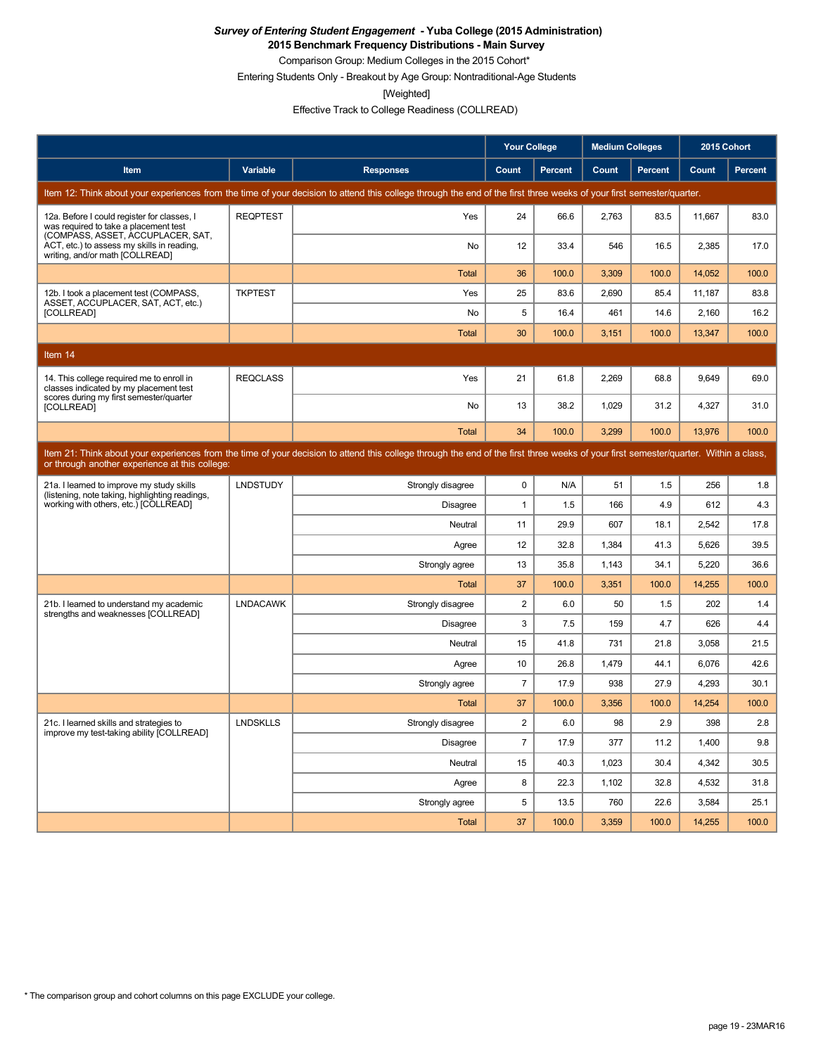***Survey of Entering Student Engagement* - Yuba College (2015 Administration)**

**2015 Benchmark Frequency Distributions - Main Survey**

Comparison Group: Medium Colleges in the 2015 Cohort*

Entering Students Only - Breakout by Age Group: Nontraditional-Age Students

[Weighted]

Effective Track to College Readiness (COLLREAD)

| | | | Your College | | Medium Colleges | | 2015 Cohort | |
|---|---|---|---|---|---|---|---|---|
| Item | Variable | Responses | Count | Percent | Count | Percent | Count | Percent |
| Item 12: Think about your experiences from the time of your decision to attend this college through the end of the first three weeks of your first semester/quarter. | | | | | | | | |
| 12a. Before I could register for classes, I was required to take a placement test (COMPASS, ASSET, ACCUPLACER, SAT, ACT, etc.) to assess my skills in reading, writing, and/or math [COLLREAD] | REQPTEST | Yes | 24 | 66.6 | 2,763 | 83.5 | 11,667 | 83.0 |
| | | No | 12 | 33.4 | 546 | 16.5 | 2,385 | 17.0 |
| | | Total | 36 | 100.0 | 3,309 | 100.0 | 14,052 | 100.0 |
| 12b. I took a placement test (COMPASS, ASSET, ACCUPLACER, SAT, ACT, etc.) [COLLREAD] | TKPTEST | Yes | 25 | 83.6 | 2,690 | 85.4 | 11,187 | 83.8 |
| | | No | 5 | 16.4 | 461 | 14.6 | 2,160 | 16.2 |
| | | Total | 30 | 100.0 | 3,151 | 100.0 | 13,347 | 100.0 |
| Item 14 | | | | | | | | |
| 14. This college required me to enroll in classes indicated by my placement test scores during my first semester/quarter [COLLREAD] | REQCLASS | Yes | 21 | 61.8 | 2,269 | 68.8 | 9,649 | 69.0 |
| | | No | 13 | 38.2 | 1,029 | 31.2 | 4,327 | 31.0 |
| | | Total | 34 | 100.0 | 3,299 | 100.0 | 13,976 | 100.0 |
| Item 21: Think about your experiences from the time of your decision to attend this college through the end of the first three weeks of your first semester/quarter. Within a class, or through another experience at this college: | | | | | | | | |
| 21a. I learned to improve my study skills (listening, note taking, highlighting readings, working with others, etc.) [COLLREAD] | LNDSTUDY | Strongly disagree | 0 | N/A | 51 | 1.5 | 256 | 1.8 |
| | | Disagree | 1 | 1.5 | 166 | 4.9 | 612 | 4.3 |
| | | Neutral | 11 | 29.9 | 607 | 18.1 | 2,542 | 17.8 |
| | | Agree | 12 | 32.8 | 1,384 | 41.3 | 5,626 | 39.5 |
| | | Strongly agree | 13 | 35.8 | 1,143 | 34.1 | 5,220 | 36.6 |
| | | Total | 37 | 100.0 | 3,351 | 100.0 | 14,255 | 100.0 |
| 21b. I learned to understand my academic strengths and weaknesses [COLLREAD] | LNDACAWK | Strongly disagree | 2 | 6.0 | 50 | 1.5 | 202 | 1.4 |
| | | Disagree | 3 | 7.5 | 159 | 4.7 | 626 | 4.4 |
| | | Neutral | 15 | 41.8 | 731 | 21.8 | 3,058 | 21.5 |
| | | Agree | 10 | 26.8 | 1,479 | 44.1 | 6,076 | 42.6 |
| | | Strongly agree | 7 | 17.9 | 938 | 27.9 | 4,293 | 30.1 |
| | | Total | 37 | 100.0 | 3,356 | 100.0 | 14,254 | 100.0 |
| 21c. I learned skills and strategies to improve my test-taking ability [COLLREAD] | LNDSKLLS | Strongly disagree | 2 | 6.0 | 98 | 2.9 | 398 | 2.8 |
| | | Disagree | 7 | 17.9 | 377 | 11.2 | 1,400 | 9.8 |
| | | Neutral | 15 | 40.3 | 1,023 | 30.4 | 4,342 | 30.5 |
| | | Agree | 8 | 22.3 | 1,102 | 32.8 | 4,532 | 31.8 |
| | | Strongly agree | 5 | 13.5 | 760 | 22.6 | 3,584 | 25.1 |
| | | Total | 37 | 100.0 | 3,359 | 100.0 | 14,255 | 100.0 |

* The comparison group and cohort columns on this page EXCLUDE your college.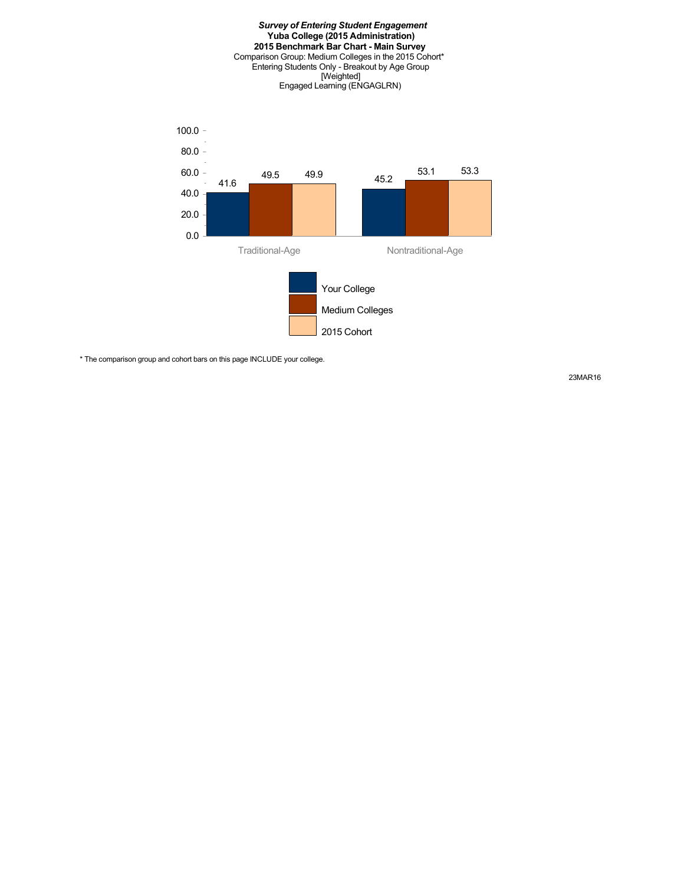***Survey of Entering Student Engagement***
**Yuba College (2015 Administration)**
**2015 Benchmark Bar Chart - Main Survey**
Comparison Group: Medium Colleges in the 2015 Cohort*
Entering Students Only - Breakout by Age Group
[Weighted]
Engaged Learning (ENGAGLRN)

| | Your College | Medium Colleges | 2015 Cohort |
|---|---|---|---|
| Traditional-Age | 41.6 | 49.5 | 49.9 |
| Nontraditional-Age | 45.2 | 53.1 | 53.3 |

* The comparison group and cohort bars on this page INCLUDE your college.

23MAR16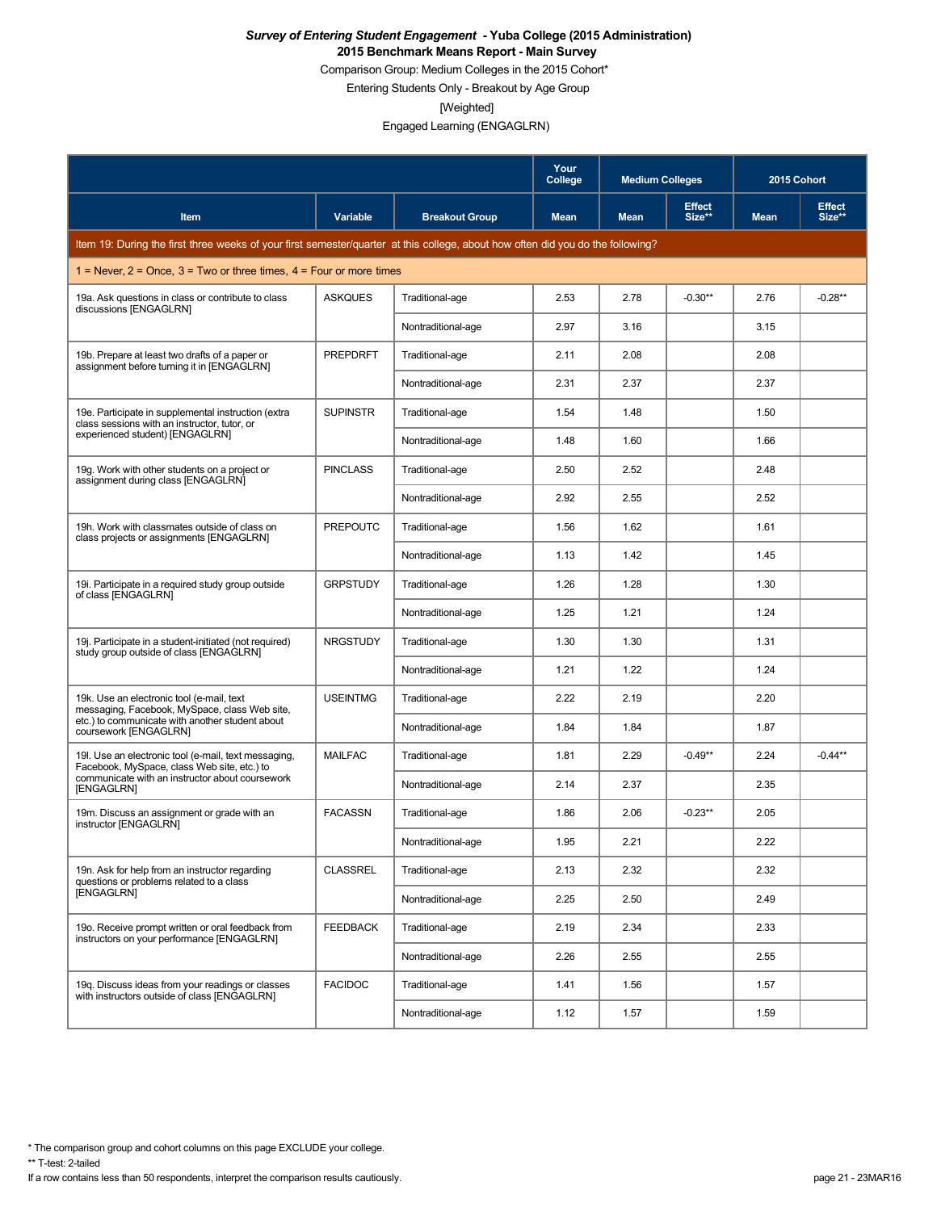***Survey of Entering Student Engagement* - Yuba College (2015 Administration)**
**2015 Benchmark Means Report - Main Survey**
Comparison Group: Medium Colleges in the 2015 Cohort*
Entering Students Only - Breakout by Age Group
[Weighted]
Engaged Learning (ENGAGLRN)

| | | | Your College | Medium Colleges | | 2015 Cohort | |
|---|---|---|---|---|---|---|---|
| **Item** | **Variable** | **Breakout Group** | **Mean** | **Mean** | **Effect Size**** | **Mean** | **Effect Size**** |
| Item 19: During the first three weeks of your first semester/quarter at this college, about how often did you do the following? | | | | | | | |
| 1 = Never, 2 = Once, 3 = Two or three times, 4 = Four or more times | | | | | | | |
| 19a. Ask questions in class or contribute to class discussions [ENGAGLRN] | ASKQUES | Traditional-age | 2.53 | 2.78 | -0.30** | 2.76 | -0.28** |
| | | Nontraditional-age | 2.97 | 3.16 | | 3.15 | |
| 19b. Prepare at least two drafts of a paper or assignment before turning it in [ENGAGLRN] | PREPDRFT | Traditional-age | 2.11 | 2.08 | | 2.08 | |
| | | Nontraditional-age | 2.31 | 2.37 | | 2.37 | |
| 19e. Participate in supplemental instruction (extra class sessions with an instructor, tutor, or experienced student) [ENGAGLRN] | SUPINSTR | Traditional-age | 1.54 | 1.48 | | 1.50 | |
| | | Nontraditional-age | 1.48 | 1.60 | | 1.66 | |
| 19g. Work with other students on a project or assignment during class [ENGAGLRN] | PINCLASS | Traditional-age | 2.50 | 2.52 | | 2.48 | |
| | | Nontraditional-age | 2.92 | 2.55 | | 2.52 | |
| 19h. Work with classmates outside of class on class projects or assignments [ENGAGLRN] | PREPOUTC | Traditional-age | 1.56 | 1.62 | | 1.61 | |
| | | Nontraditional-age | 1.13 | 1.42 | | 1.45 | |
| 19i. Participate in a required study group outside of class [ENGAGLRN] | GRPSTUDY | Traditional-age | 1.26 | 1.28 | | 1.30 | |
| | | Nontraditional-age | 1.25 | 1.21 | | 1.24 | |
| 19j. Participate in a student-initiated (not required) study group outside of class [ENGAGLRN] | NRGSTUDY | Traditional-age | 1.30 | 1.30 | | 1.31 | |
| | | Nontraditional-age | 1.21 | 1.22 | | 1.24 | |
| 19k. Use an electronic tool (e-mail, text messaging, Facebook, MySpace, class Web site, etc.) to communicate with another student about coursework [ENGAGLRN] | USEINTMG | Traditional-age | 2.22 | 2.19 | | 2.20 | |
| | | Nontraditional-age | 1.84 | 1.84 | | 1.87 | |
| 19l. Use an electronic tool (e-mail, text messaging, Facebook, MySpace, class Web site, etc.) to communicate with an instructor about coursework [ENGAGLRN] | MAILFAC | Traditional-age | 1.81 | 2.29 | -0.49** | 2.24 | -0.44** |
| | | Nontraditional-age | 2.14 | 2.37 | | 2.35 | |
| 19m. Discuss an assignment or grade with an instructor [ENGAGLRN] | FACASSN | Traditional-age | 1.86 | 2.06 | -0.23** | 2.05 | |
| | | Nontraditional-age | 1.95 | 2.21 | | 2.22 | |
| 19n. Ask for help from an instructor regarding questions or problems related to a class [ENGAGLRN] | CLASSREL | Traditional-age | 2.13 | 2.32 | | 2.32 | |
| | | Nontraditional-age | 2.25 | 2.50 | | 2.49 | |
| 19o. Receive prompt written or oral feedback from instructors on your performance [ENGAGLRN] | FEEDBACK | Traditional-age | 2.19 | 2.34 | | 2.33 | |
| | | Nontraditional-age | 2.26 | 2.55 | | 2.55 | |
| 19q. Discuss ideas from your readings or classes with instructors outside of class [ENGAGLRN] | FACIDOC | Traditional-age | 1.41 | 1.56 | | 1.57 | |
| | | Nontraditional-age | 1.12 | 1.57 | | 1.59 | |

* The comparison group and cohort columns on this page EXCLUDE your college.
** T-test: 2-tailed
If a row contains less than 50 respondents, interpret the comparison results cautiously.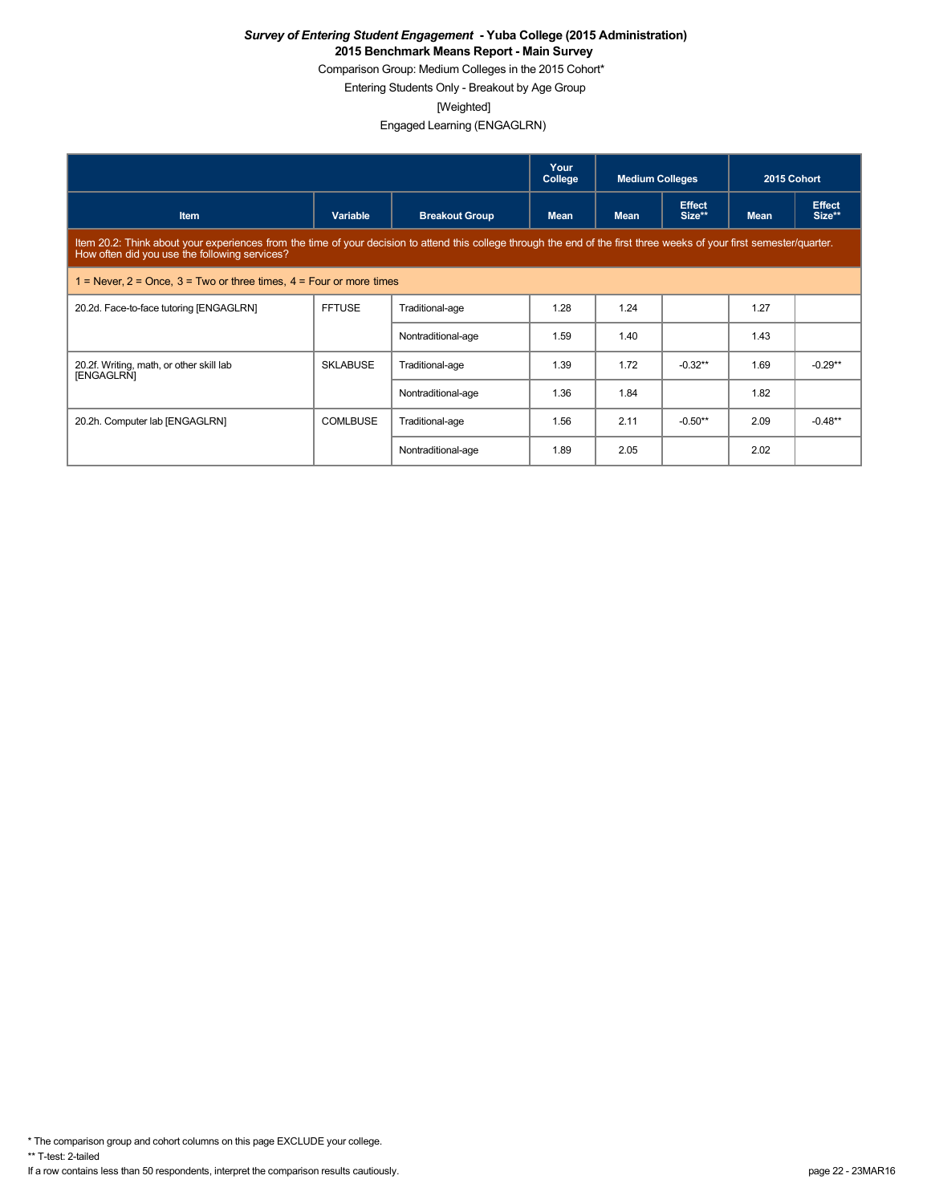***Survey of Entering Student Engagement*  - Yuba College (2015 Administration)**

**2015 Benchmark Means Report - Main Survey**

Comparison Group: Medium Colleges in the 2015 Cohort*

Entering Students Only - Breakout by Age Group

[Weighted]

Engaged Learning (ENGAGLRN)

| | | | Your College | Medium Colleges | | 2015 Cohort | |
|---|---|---|---|---|---|---|---|
| **Item** | **Variable** | **Breakout Group** | **Mean** | **Mean** | **Effect Size**** | **Mean** | **Effect Size**** |
| Item 20.2: Think about your experiences from the time of your decision to attend this college through the end of the first three weeks of your first semester/quarter. How often did you use the following services? | | | | | | | |
| 1 = Never, 2 = Once, 3 = Two or three times, 4 = Four or more times | | | | | | | |
| 20.2d. Face-to-face tutoring [ENGAGLRN] | FFTUSE | Traditional-age | 1.28 | 1.24 | | 1.27 | |
| | | Nontraditional-age | 1.59 | 1.40 | | 1.43 | |
| 20.2f. Writing, math, or other skill lab [ENGAGLRN] | SKLABUSE | Traditional-age | 1.39 | 1.72 | -0.32** | 1.69 | -0.29** |
| | | Nontraditional-age | 1.36 | 1.84 | | 1.82 | |
| 20.2h. Computer lab [ENGAGLRN] | COMLBUSE | Traditional-age | 1.56 | 2.11 | -0.50** | 2.09 | -0.48** |
| | | Nontraditional-age | 1.89 | 2.05 | | 2.02 | |

* The comparison group and cohort columns on this page EXCLUDE your college.

** T-test: 2-tailed

If a row contains less than 50 respondents, interpret the comparison results cautiously.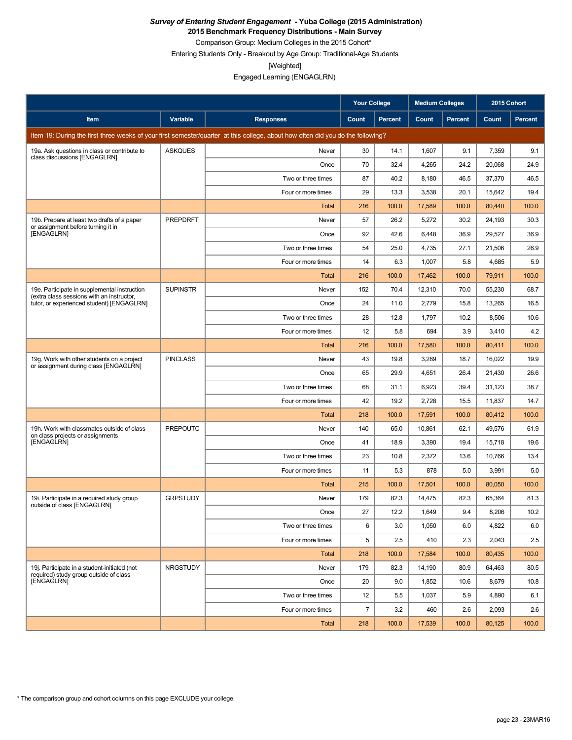***Survey of Entering Student Engagement* - Yuba College (2015 Administration)**

**2015 Benchmark Frequency Distributions - Main Survey**

Comparison Group: Medium Colleges in the 2015 Cohort*

Entering Students Only - Breakout by Age Group: Traditional-Age Students

[Weighted]

Engaged Learning (ENGAGLRN)

| | | | Your College | | Medium Colleges | | 2015 Cohort | |
|---|---|---|---|---|---|---|---|---|
| **Item** | **Variable** | **Responses** | **Count** | **Percent** | **Count** | **Percent** | **Count** | **Percent** |
| Item 19: During the first three weeks of your first semester/quarter at this college, about how often did you do the following? | | | | | | | | |
| 19a. Ask questions in class or contribute to class discussions [ENGAGLRN] | ASKQUES | Never | 30 | 14.1 | 1,607 | 9.1 | 7,359 | 9.1 |
| | | Once | 70 | 32.4 | 4,265 | 24.2 | 20,068 | 24.9 |
| | | Two or three times | 87 | 40.2 | 8,180 | 46.5 | 37,370 | 46.5 |
| | | Four or more times | 29 | 13.3 | 3,538 | 20.1 | 15,642 | 19.4 |
| | | Total | 216 | 100.0 | 17,589 | 100.0 | 80,440 | 100.0 |
| 19b. Prepare at least two drafts of a paper or assignment before turning it in [ENGAGLRN] | PREPDRFT | Never | 57 | 26.2 | 5,272 | 30.2 | 24,193 | 30.3 |
| | | Once | 92 | 42.6 | 6,448 | 36.9 | 29,527 | 36.9 |
| | | Two or three times | 54 | 25.0 | 4,735 | 27.1 | 21,506 | 26.9 |
| | | Four or more times | 14 | 6.3 | 1,007 | 5.8 | 4,685 | 5.9 |
| | | Total | 216 | 100.0 | 17,462 | 100.0 | 79,911 | 100.0 |
| 19e. Participate in supplemental instruction (extra class sessions with an instructor, tutor, or experienced student) [ENGAGLRN] | SUPINSTR | Never | 152 | 70.4 | 12,310 | 70.0 | 55,230 | 68.7 |
| | | Once | 24 | 11.0 | 2,779 | 15.8 | 13,265 | 16.5 |
| | | Two or three times | 28 | 12.8 | 1,797 | 10.2 | 8,506 | 10.6 |
| | | Four or more times | 12 | 5.8 | 694 | 3.9 | 3,410 | 4.2 |
| | | Total | 216 | 100.0 | 17,580 | 100.0 | 80,411 | 100.0 |
| 19g. Work with other students on a project or assignment during class [ENGAGLRN] | PINCLASS | Never | 43 | 19.8 | 3,289 | 18.7 | 16,022 | 19.9 |
| | | Once | 65 | 29.9 | 4,651 | 26.4 | 21,430 | 26.6 |
| | | Two or three times | 68 | 31.1 | 6,923 | 39.4 | 31,123 | 38.7 |
| | | Four or more times | 42 | 19.2 | 2,728 | 15.5 | 11,837 | 14.7 |
| | | Total | 218 | 100.0 | 17,591 | 100.0 | 80,412 | 100.0 |
| 19h. Work with classmates outside of class on class projects or assignments [ENGAGLRN] | PREPOUTC | Never | 140 | 65.0 | 10,861 | 62.1 | 49,576 | 61.9 |
| | | Once | 41 | 18.9 | 3,390 | 19.4 | 15,718 | 19.6 |
| | | Two or three times | 23 | 10.8 | 2,372 | 13.6 | 10,766 | 13.4 |
| | | Four or more times | 11 | 5.3 | 878 | 5.0 | 3,991 | 5.0 |
| | | Total | 215 | 100.0 | 17,501 | 100.0 | 80,050 | 100.0 |
| 19i. Participate in a required study group outside of class [ENGAGLRN] | GRPSTUDY | Never | 179 | 82.3 | 14,475 | 82.3 | 65,364 | 81.3 |
| | | Once | 27 | 12.2 | 1,649 | 9.4 | 8,206 | 10.2 |
| | | Two or three times | 6 | 3.0 | 1,050 | 6.0 | 4,822 | 6.0 |
| | | Four or more times | 5 | 2.5 | 410 | 2.3 | 2,043 | 2.5 |
| | | Total | 218 | 100.0 | 17,584 | 100.0 | 80,435 | 100.0 |
| 19j. Participate in a student-initiated (not required) study group outside of class [ENGAGLRN] | NRGSTUDY | Never | 179 | 82.3 | 14,190 | 80.9 | 64,463 | 80.5 |
| | | Once | 20 | 9.0 | 1,852 | 10.6 | 8,679 | 10.8 |
| | | Two or three times | 12 | 5.5 | 1,037 | 5.9 | 4,890 | 6.1 |
| | | Four or more times | 7 | 3.2 | 460 | 2.6 | 2,093 | 2.6 |
| | | Total | 218 | 100.0 | 17,539 | 100.0 | 80,125 | 100.0 |

\* The comparison group and cohort columns on this page EXCLUDE your college.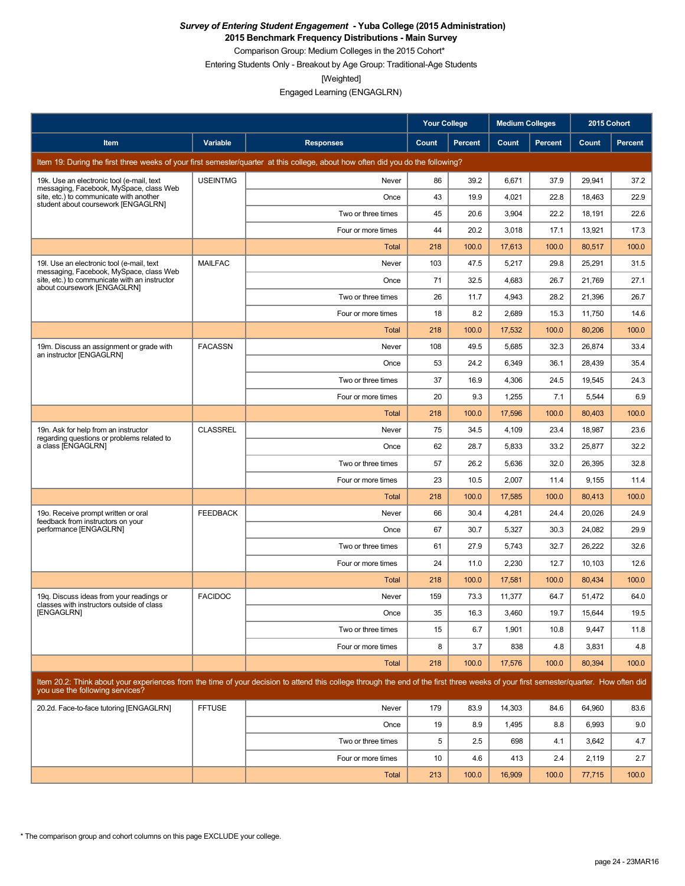***Survey of Entering Student Engagement* - Yuba College (2015 Administration)**
**2015 Benchmark Frequency Distributions - Main Survey**
Comparison Group: Medium Colleges in the 2015 Cohort*
Entering Students Only - Breakout by Age Group: Traditional-Age Students
[Weighted]
Engaged Learning (ENGAGLRN)

| | | | Your College | | Medium Colleges | | 2015 Cohort | |
|---|---|---|---|---|---|---|---|---|
| **Item** | **Variable** | **Responses** | **Count** | **Percent** | **Count** | **Percent** | **Count** | **Percent** |
| Item 19: During the first three weeks of your first semester/quarter at this college, about how often did you do the following? | | | | | | | | |
| 19k. Use an electronic tool (e-mail, text messaging, Facebook, MySpace, class Web site, etc.) to communicate with another student about coursework [ENGAGLRN] | USEINTMG | Never | 86 | 39.2 | 6,671 | 37.9 | 29,941 | 37.2 |
| | | Once | 43 | 19.9 | 4,021 | 22.8 | 18,463 | 22.9 |
| | | Two or three times | 45 | 20.6 | 3,904 | 22.2 | 18,191 | 22.6 |
| | | Four or more times | 44 | 20.2 | 3,018 | 17.1 | 13,921 | 17.3 |
| | | Total | 218 | 100.0 | 17,613 | 100.0 | 80,517 | 100.0 |
| 19l. Use an electronic tool (e-mail, text messaging, Facebook, MySpace, class Web site, etc.) to communicate with an instructor about coursework [ENGAGLRN] | MAILFAC | Never | 103 | 47.5 | 5,217 | 29.8 | 25,291 | 31.5 |
| | | Once | 71 | 32.5 | 4,683 | 26.7 | 21,769 | 27.1 |
| | | Two or three times | 26 | 11.7 | 4,943 | 28.2 | 21,396 | 26.7 |
| | | Four or more times | 18 | 8.2 | 2,689 | 15.3 | 11,750 | 14.6 |
| | | Total | 218 | 100.0 | 17,532 | 100.0 | 80,206 | 100.0 |
| 19m. Discuss an assignment or grade with an instructor [ENGAGLRN] | FACASSN | Never | 108 | 49.5 | 5,685 | 32.3 | 26,874 | 33.4 |
| | | Once | 53 | 24.2 | 6,349 | 36.1 | 28,439 | 35.4 |
| | | Two or three times | 37 | 16.9 | 4,306 | 24.5 | 19,545 | 24.3 |
| | | Four or more times | 20 | 9.3 | 1,255 | 7.1 | 5,544 | 6.9 |
| | | Total | 218 | 100.0 | 17,596 | 100.0 | 80,403 | 100.0 |
| 19n. Ask for help from an instructor regarding questions or problems related to a class [ENGAGLRN] | CLASSREL | Never | 75 | 34.5 | 4,109 | 23.4 | 18,987 | 23.6 |
| | | Once | 62 | 28.7 | 5,833 | 33.2 | 25,877 | 32.2 |
| | | Two or three times | 57 | 26.2 | 5,636 | 32.0 | 26,395 | 32.8 |
| | | Four or more times | 23 | 10.5 | 2,007 | 11.4 | 9,155 | 11.4 |
| | | Total | 218 | 100.0 | 17,585 | 100.0 | 80,413 | 100.0 |
| 19o. Receive prompt written or oral feedback from instructors on your performance [ENGAGLRN] | FEEDBACK | Never | 66 | 30.4 | 4,281 | 24.4 | 20,026 | 24.9 |
| | | Once | 67 | 30.7 | 5,327 | 30.3 | 24,082 | 29.9 |
| | | Two or three times | 61 | 27.9 | 5,743 | 32.7 | 26,222 | 32.6 |
| | | Four or more times | 24 | 11.0 | 2,230 | 12.7 | 10,103 | 12.6 |
| | | Total | 218 | 100.0 | 17,581 | 100.0 | 80,434 | 100.0 |
| 19q. Discuss ideas from your readings or classes with instructors outside of class [ENGAGLRN] | FACIDOC | Never | 159 | 73.3 | 11,377 | 64.7 | 51,472 | 64.0 |
| | | Once | 35 | 16.3 | 3,460 | 19.7 | 15,644 | 19.5 |
| | | Two or three times | 15 | 6.7 | 1,901 | 10.8 | 9,447 | 11.8 |
| | | Four or more times | 8 | 3.7 | 838 | 4.8 | 3,831 | 4.8 |
| | | Total | 218 | 100.0 | 17,576 | 100.0 | 80,394 | 100.0 |
| Item 20.2: Think about your experiences from the time of your decision to attend this college through the end of the first three weeks of your first semester/quarter. How often did you use the following services? | | | | | | | | |
| 20.2d. Face-to-face tutoring [ENGAGLRN] | FFTUSE | Never | 179 | 83.9 | 14,303 | 84.6 | 64,960 | 83.6 |
| | | Once | 19 | 8.9 | 1,495 | 8.8 | 6,993 | 9.0 |
| | | Two or three times | 5 | 2.5 | 698 | 4.1 | 3,642 | 4.7 |
| | | Four or more times | 10 | 4.6 | 413 | 2.4 | 2,119 | 2.7 |
| | | Total | 213 | 100.0 | 16,909 | 100.0 | 77,715 | 100.0 |

* The comparison group and cohort columns on this page EXCLUDE your college.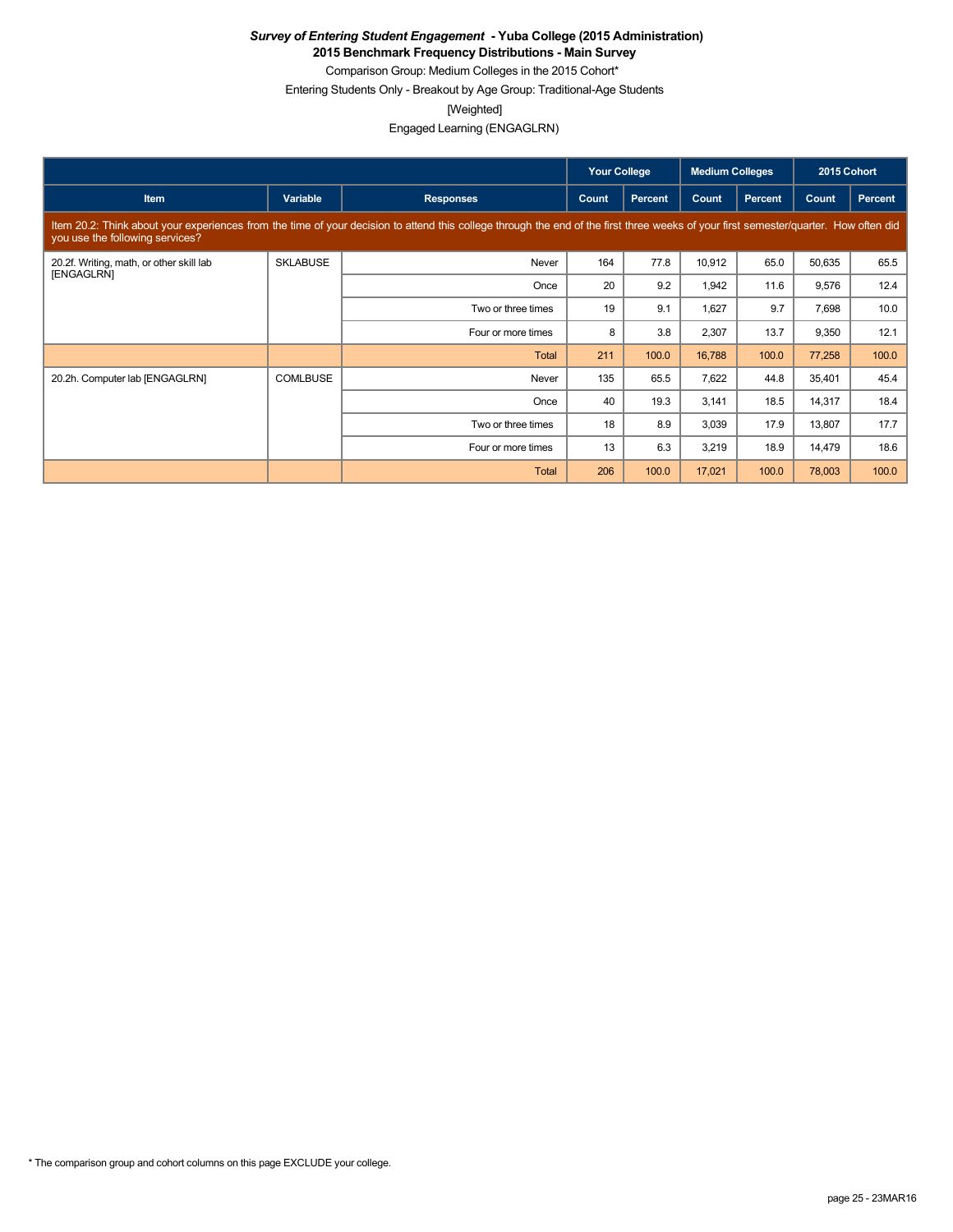***Survey of Entering Student Engagement* - Yuba College (2015 Administration)**

**2015 Benchmark Frequency Distributions - Main Survey**

Comparison Group: Medium Colleges in the 2015 Cohort*

Entering Students Only - Breakout by Age Group: Traditional-Age Students

[Weighted]

Engaged Learning (ENGAGLRN)

| | | | Your College | | Medium Colleges | | 2015 Cohort | |
|---|---|---|---|---|---|---|---|---|
| **Item** | **Variable** | **Responses** | **Count** | **Percent** | **Count** | **Percent** | **Count** | **Percent** |
| Item 20.2: Think about your experiences from the time of your decision to attend this college through the end of the first three weeks of your first semester/quarter. How often did you use the following services? | | | | | | | | |
| 20.2f. Writing, math, or other skill lab [ENGAGLRN] | SKLABUSE | Never | 164 | 77.8 | 10,912 | 65.0 | 50,635 | 65.5 |
| | | Once | 20 | 9.2 | 1,942 | 11.6 | 9,576 | 12.4 |
| | | Two or three times | 19 | 9.1 | 1,627 | 9.7 | 7,698 | 10.0 |
| | | Four or more times | 8 | 3.8 | 2,307 | 13.7 | 9,350 | 12.1 |
| | | Total | 211 | 100.0 | 16,788 | 100.0 | 77,258 | 100.0 |
| 20.2h. Computer lab [ENGAGLRN] | COMLBUSE | Never | 135 | 65.5 | 7,622 | 44.8 | 35,401 | 45.4 |
| | | Once | 40 | 19.3 | 3,141 | 18.5 | 14,317 | 18.4 |
| | | Two or three times | 18 | 8.9 | 3,039 | 17.9 | 13,807 | 17.7 |
| | | Four or more times | 13 | 6.3 | 3,219 | 18.9 | 14,479 | 18.6 |
| | | Total | 206 | 100.0 | 17,021 | 100.0 | 78,003 | 100.0 |

* The comparison group and cohort columns on this page EXCLUDE your college.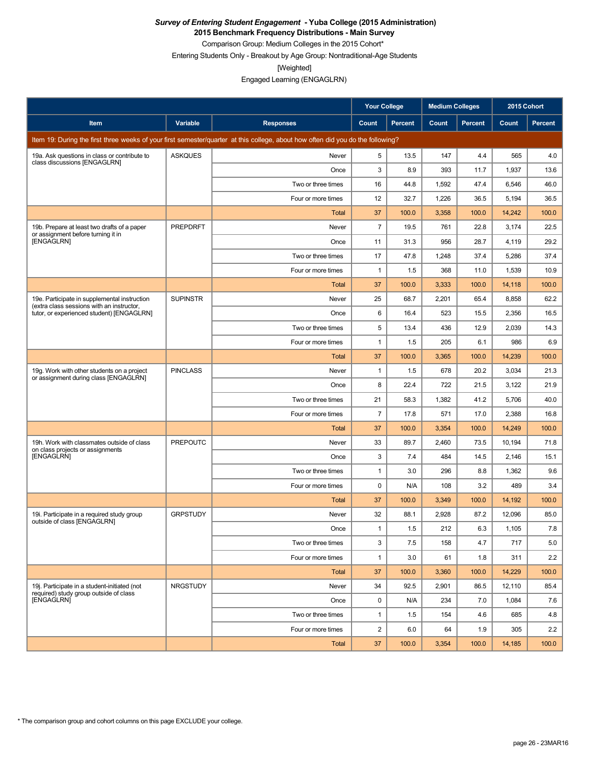***Survey of Entering Student Engagement* - Yuba College (2015 Administration)**
**2015 Benchmark Frequency Distributions - Main Survey**
Comparison Group: Medium Colleges in the 2015 Cohort*
Entering Students Only - Breakout by Age Group: Nontraditional-Age Students
[Weighted]
Engaged Learning (ENGAGLRN)

| | | | Your College | | Medium Colleges | | 2015 Cohort | |
|---|---|---|---|---|---|---|---|---|
| **Item** | **Variable** | **Responses** | **Count** | **Percent** | **Count** | **Percent** | **Count** | **Percent** |
| Item 19: During the first three weeks of your first semester/quarter at this college, about how often did you do the following? | | | | | | | | |
| 19a. Ask questions in class or contribute to class discussions [ENGAGLRN] | ASKQUES | Never | 5 | 13.5 | 147 | 4.4 | 565 | 4.0 |
| | | Once | 3 | 8.9 | 393 | 11.7 | 1,937 | 13.6 |
| | | Two or three times | 16 | 44.8 | 1,592 | 47.4 | 6,546 | 46.0 |
| | | Four or more times | 12 | 32.7 | 1,226 | 36.5 | 5,194 | 36.5 |
| | | Total | 37 | 100.0 | 3,358 | 100.0 | 14,242 | 100.0 |
| 19b. Prepare at least two drafts of a paper or assignment before turning it in [ENGAGLRN] | PREPDRFT | Never | 7 | 19.5 | 761 | 22.8 | 3,174 | 22.5 |
| | | Once | 11 | 31.3 | 956 | 28.7 | 4,119 | 29.2 |
| | | Two or three times | 17 | 47.8 | 1,248 | 37.4 | 5,286 | 37.4 |
| | | Four or more times | 1 | 1.5 | 368 | 11.0 | 1,539 | 10.9 |
| | | Total | 37 | 100.0 | 3,333 | 100.0 | 14,118 | 100.0 |
| 19e. Participate in supplemental instruction (extra class sessions with an instructor, tutor, or experienced student) [ENGAGLRN] | SUPINSTR | Never | 25 | 68.7 | 2,201 | 65.4 | 8,858 | 62.2 |
| | | Once | 6 | 16.4 | 523 | 15.5 | 2,356 | 16.5 |
| | | Two or three times | 5 | 13.4 | 436 | 12.9 | 2,039 | 14.3 |
| | | Four or more times | 1 | 1.5 | 205 | 6.1 | 986 | 6.9 |
| | | Total | 37 | 100.0 | 3,365 | 100.0 | 14,239 | 100.0 |
| 19g. Work with other students on a project or assignment during class [ENGAGLRN] | PINCLASS | Never | 1 | 1.5 | 678 | 20.2 | 3,034 | 21.3 |
| | | Once | 8 | 22.4 | 722 | 21.5 | 3,122 | 21.9 |
| | | Two or three times | 21 | 58.3 | 1,382 | 41.2 | 5,706 | 40.0 |
| | | Four or more times | 7 | 17.8 | 571 | 17.0 | 2,388 | 16.8 |
| | | Total | 37 | 100.0 | 3,354 | 100.0 | 14,249 | 100.0 |
| 19h. Work with classmates outside of class on class projects or assignments [ENGAGLRN] | PREPOUTC | Never | 33 | 89.7 | 2,460 | 73.5 | 10,194 | 71.8 |
| | | Once | 3 | 7.4 | 484 | 14.5 | 2,146 | 15.1 |
| | | Two or three times | 1 | 3.0 | 296 | 8.8 | 1,362 | 9.6 |
| | | Four or more times | 0 | N/A | 108 | 3.2 | 489 | 3.4 |
| | | Total | 37 | 100.0 | 3,349 | 100.0 | 14,192 | 100.0 |
| 19i. Participate in a required study group outside of class [ENGAGLRN] | GRPSTUDY | Never | 32 | 88.1 | 2,928 | 87.2 | 12,096 | 85.0 |
| | | Once | 1 | 1.5 | 212 | 6.3 | 1,105 | 7.8 |
| | | Two or three times | 3 | 7.5 | 158 | 4.7 | 717 | 5.0 |
| | | Four or more times | 1 | 3.0 | 61 | 1.8 | 311 | 2.2 |
| | | Total | 37 | 100.0 | 3,360 | 100.0 | 14,229 | 100.0 |
| 19j. Participate in a student-initiated (not required) study group outside of class [ENGAGLRN] | NRGSTUDY | Never | 34 | 92.5 | 2,901 | 86.5 | 12,110 | 85.4 |
| | | Once | 0 | N/A | 234 | 7.0 | 1,084 | 7.6 |
| | | Two or three times | 1 | 1.5 | 154 | 4.6 | 685 | 4.8 |
| | | Four or more times | 2 | 6.0 | 64 | 1.9 | 305 | 2.2 |
| | | Total | 37 | 100.0 | 3,354 | 100.0 | 14,185 | 100.0 |

* The comparison group and cohort columns on this page EXCLUDE your college.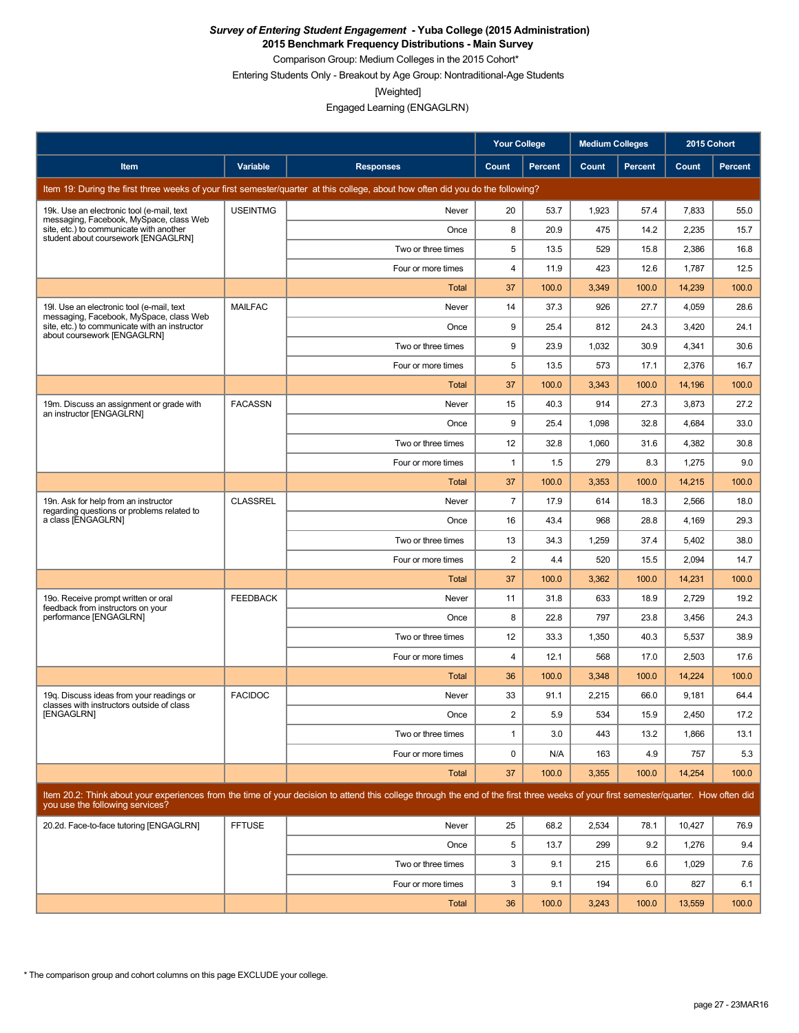***Survey of Entering Student Engagement* - Yuba College (2015 Administration)**
**2015 Benchmark Frequency Distributions - Main Survey**
Comparison Group: Medium Colleges in the 2015 Cohort*
Entering Students Only - Breakout by Age Group: Nontraditional-Age Students
[Weighted]
Engaged Learning (ENGAGLRN)

| Item | Variable | Responses | Your College Count | Your College Percent | Medium Colleges Count | Medium Colleges Percent | 2015 Cohort Count | 2015 Cohort Percent |
|---|---|---|---|---|---|---|---|---|
| **Item 19: During the first three weeks of your first semester/quarter at this college, about how often did you do the following?** | | | | | | | | |
| 19k. Use an electronic tool (e-mail, text messaging, Facebook, MySpace, class Web site, etc.) to communicate with another student about coursework [ENGAGLRN] | USEINTMG | Never | 20 | 53.7 | 1,923 | 57.4 | 7,833 | 55.0 |
| | | Once | 8 | 20.9 | 475 | 14.2 | 2,235 | 15.7 |
| | | Two or three times | 5 | 13.5 | 529 | 15.8 | 2,386 | 16.8 |
| | | Four or more times | 4 | 11.9 | 423 | 12.6 | 1,787 | 12.5 |
| | | Total | 37 | 100.0 | 3,349 | 100.0 | 14,239 | 100.0 |
| 19l. Use an electronic tool (e-mail, text messaging, Facebook, MySpace, class Web site, etc.) to communicate with an instructor about coursework [ENGAGLRN] | MAILFAC | Never | 14 | 37.3 | 926 | 27.7 | 4,059 | 28.6 |
| | | Once | 9 | 25.4 | 812 | 24.3 | 3,420 | 24.1 |
| | | Two or three times | 9 | 23.9 | 1,032 | 30.9 | 4,341 | 30.6 |
| | | Four or more times | 5 | 13.5 | 573 | 17.1 | 2,376 | 16.7 |
| | | Total | 37 | 100.0 | 3,343 | 100.0 | 14,196 | 100.0 |
| 19m. Discuss an assignment or grade with an instructor [ENGAGLRN] | FACASSN | Never | 15 | 40.3 | 914 | 27.3 | 3,873 | 27.2 |
| | | Once | 9 | 25.4 | 1,098 | 32.8 | 4,684 | 33.0 |
| | | Two or three times | 12 | 32.8 | 1,060 | 31.6 | 4,382 | 30.8 |
| | | Four or more times | 1 | 1.5 | 279 | 8.3 | 1,275 | 9.0 |
| | | Total | 37 | 100.0 | 3,353 | 100.0 | 14,215 | 100.0 |
| 19n. Ask for help from an instructor regarding questions or problems related to a class [ENGAGLRN] | CLASSREL | Never | 7 | 17.9 | 614 | 18.3 | 2,566 | 18.0 |
| | | Once | 16 | 43.4 | 968 | 28.8 | 4,169 | 29.3 |
| | | Two or three times | 13 | 34.3 | 1,259 | 37.4 | 5,402 | 38.0 |
| | | Four or more times | 2 | 4.4 | 520 | 15.5 | 2,094 | 14.7 |
| | | Total | 37 | 100.0 | 3,362 | 100.0 | 14,231 | 100.0 |
| 19o. Receive prompt written or oral feedback from instructors on your performance [ENGAGLRN] | FEEDBACK | Never | 11 | 31.8 | 633 | 18.9 | 2,729 | 19.2 |
| | | Once | 8 | 22.8 | 797 | 23.8 | 3,456 | 24.3 |
| | | Two or three times | 12 | 33.3 | 1,350 | 40.3 | 5,537 | 38.9 |
| | | Four or more times | 4 | 12.1 | 568 | 17.0 | 2,503 | 17.6 |
| | | Total | 36 | 100.0 | 3,348 | 100.0 | 14,224 | 100.0 |
| 19q. Discuss ideas from your readings or classes with instructors outside of class [ENGAGLRN] | FACIDOC | Never | 33 | 91.1 | 2,215 | 66.0 | 9,181 | 64.4 |
| | | Once | 2 | 5.9 | 534 | 15.9 | 2,450 | 17.2 |
| | | Two or three times | 1 | 3.0 | 443 | 13.2 | 1,866 | 13.1 |
| | | Four or more times | 0 | N/A | 163 | 4.9 | 757 | 5.3 |
| | | Total | 37 | 100.0 | 3,355 | 100.0 | 14,254 | 100.0 |
| **Item 20.2: Think about your experiences from the time of your decision to attend this college through the end of the first three weeks of your first semester/quarter. How often did you use the following services?** | | | | | | | | |
| 20.2d. Face-to-face tutoring [ENGAGLRN] | FFTUSE | Never | 25 | 68.2 | 2,534 | 78.1 | 10,427 | 76.9 |
| | | Once | 5 | 13.7 | 299 | 9.2 | 1,276 | 9.4 |
| | | Two or three times | 3 | 9.1 | 215 | 6.6 | 1,029 | 7.6 |
| | | Four or more times | 3 | 9.1 | 194 | 6.0 | 827 | 6.1 |
| | | Total | 36 | 100.0 | 3,243 | 100.0 | 13,559 | 100.0 |

\* The comparison group and cohort columns on this page EXCLUDE your college.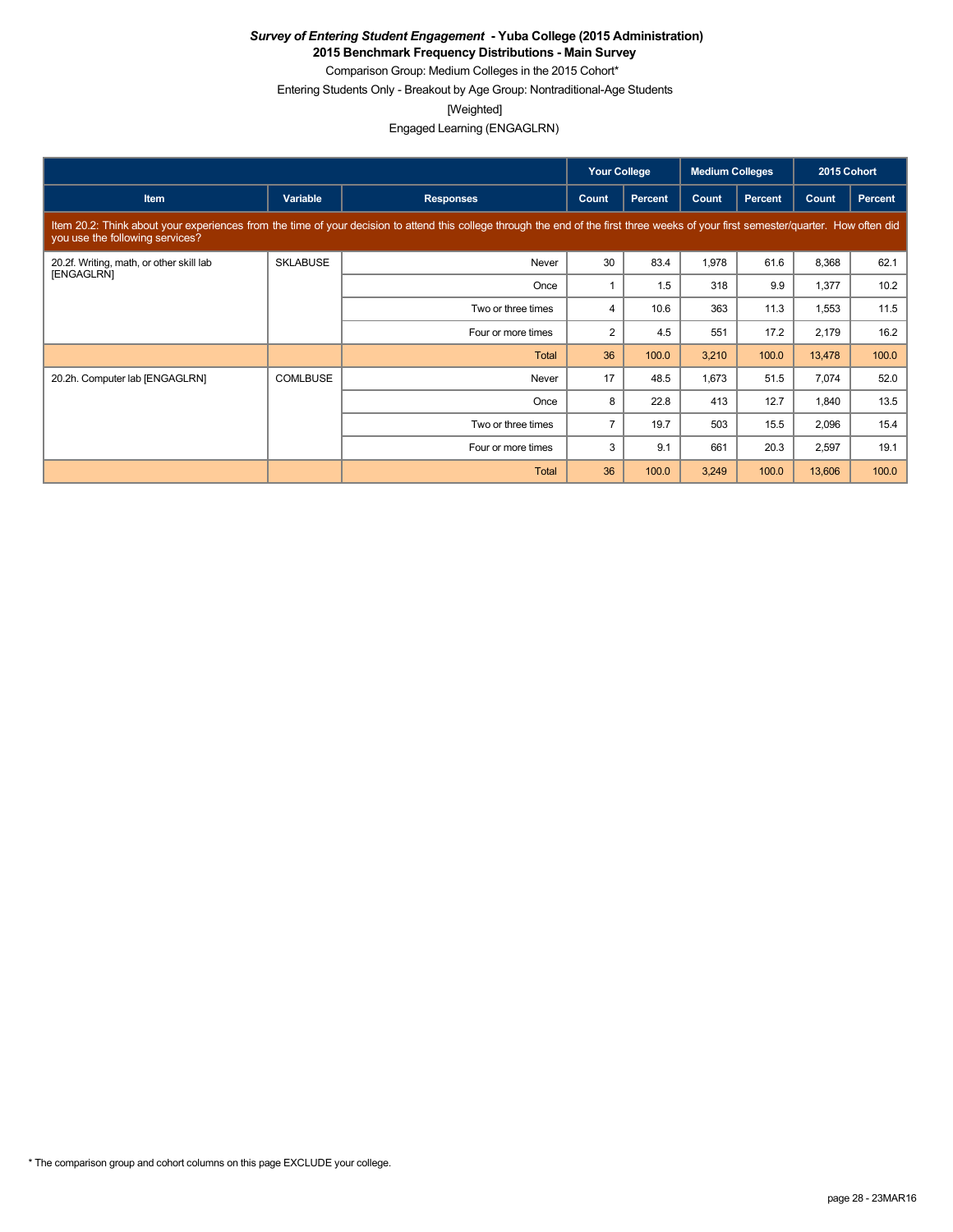***Survey of Entering Student Engagement* - Yuba College (2015 Administration)**
**2015 Benchmark Frequency Distributions - Main Survey**

Comparison Group: Medium Colleges in the 2015 Cohort*

Entering Students Only - Breakout by Age Group: Nontraditional-Age Students

[Weighted]

Engaged Learning (ENGAGLRN)

| | | | Your College | | Medium Colleges | | 2015 Cohort | |
|---|---|---|---|---|---|---|---|---|
| Item | Variable | Responses | Count | Percent | Count | Percent | Count | Percent |
| Item 20.2: Think about your experiences from the time of your decision to attend this college through the end of the first three weeks of your first semester/quarter. How often did you use the following services? | | | | | | | | |
| 20.2f. Writing, math, or other skill lab [ENGAGLRN] | SKLABUSE | Never | 30 | 83.4 | 1,978 | 61.6 | 8,368 | 62.1 |
| | | Once | 1 | 1.5 | 318 | 9.9 | 1,377 | 10.2 |
| | | Two or three times | 4 | 10.6 | 363 | 11.3 | 1,553 | 11.5 |
| | | Four or more times | 2 | 4.5 | 551 | 17.2 | 2,179 | 16.2 |
| | | Total | 36 | 100.0 | 3,210 | 100.0 | 13,478 | 100.0 |
| 20.2h. Computer lab [ENGAGLRN] | COMLBUSE | Never | 17 | 48.5 | 1,673 | 51.5 | 7,074 | 52.0 |
| | | Once | 8 | 22.8 | 413 | 12.7 | 1,840 | 13.5 |
| | | Two or three times | 7 | 19.7 | 503 | 15.5 | 2,096 | 15.4 |
| | | Four or more times | 3 | 9.1 | 661 | 20.3 | 2,597 | 19.1 |
| | | Total | 36 | 100.0 | 3,249 | 100.0 | 13,606 | 100.0 |

* The comparison group and cohort columns on this page EXCLUDE your college.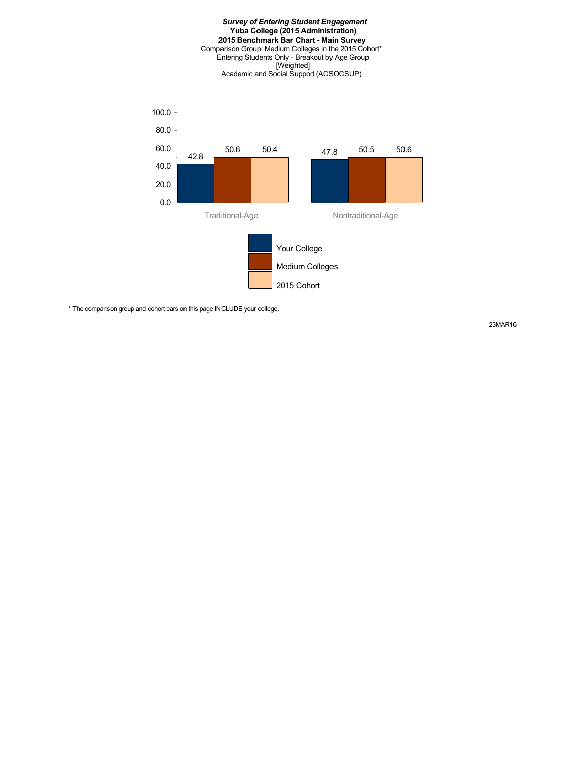***Survey of Entering Student Engagement***
**Yuba College (2015 Administration)**
**2015 Benchmark Bar Chart - Main Survey**
Comparison Group: Medium Colleges in the 2015 Cohort*
Entering Students Only - Breakout by Age Group
[Weighted]
Academic and Social Support (ACSOCSUP)

| | Your College | Medium Colleges | 2015 Cohort |
|---|---|---|---|
| Traditional-Age | 42.8 | 50.6 | 50.4 |
| Nontraditional-Age | 47.8 | 50.5 | 50.6 |

* The comparison group and cohort bars on this page INCLUDE your college.

23MAR16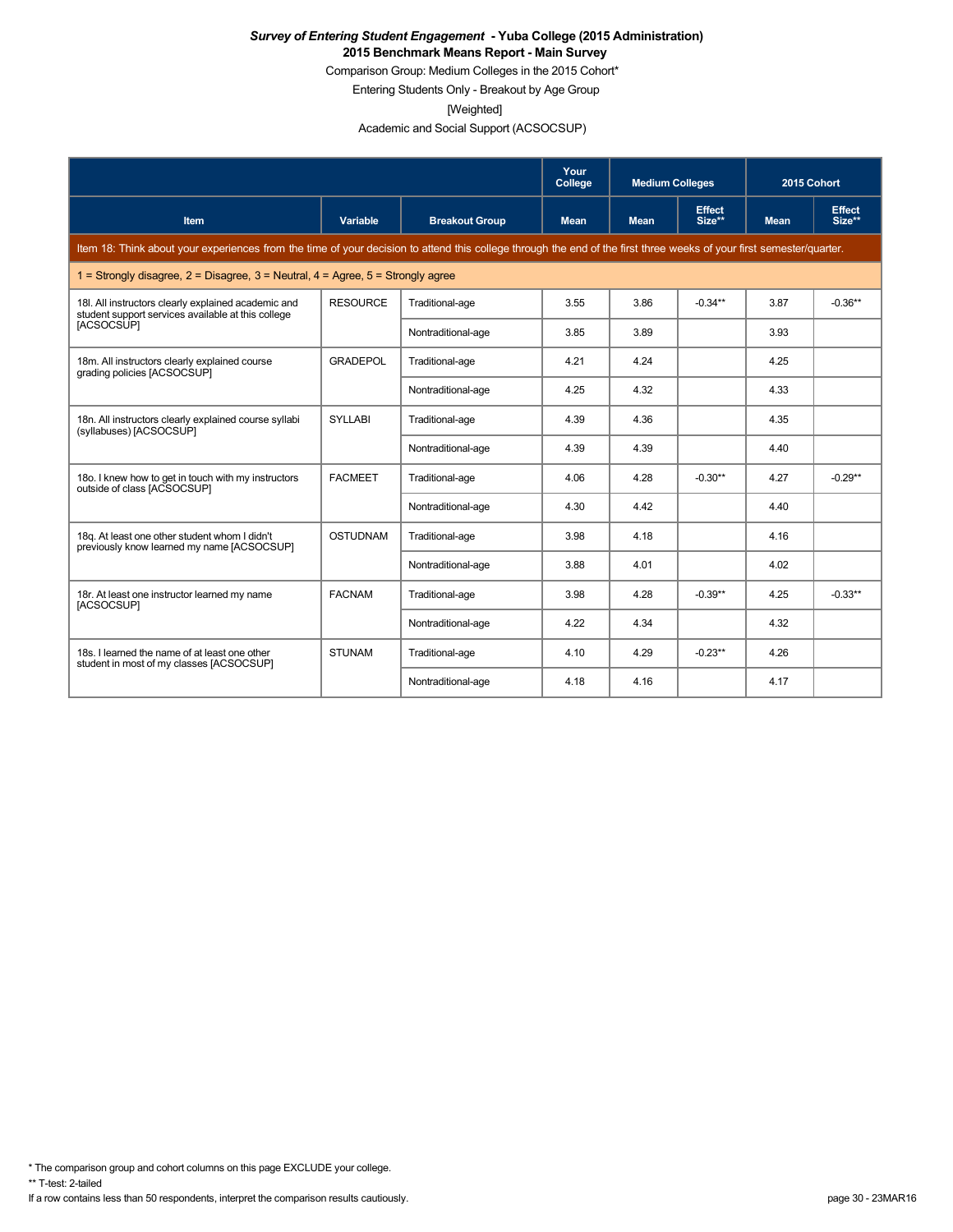***Survey of Entering Student Engagement* - Yuba College (2015 Administration)**
**2015 Benchmark Means Report - Main Survey**

Comparison Group: Medium Colleges in the 2015 Cohort*

Entering Students Only - Breakout by Age Group

[Weighted]

Academic and Social Support (ACSOCSUP)

| | | | Your College | Medium Colleges | | 2015 Cohort | |
|---|---|---|---|---|---|---|---|
| **Item** | **Variable** | **Breakout Group** | **Mean** | **Mean** | **Effect Size**** | **Mean** | **Effect Size**** |
| Item 18: Think about your experiences from the time of your decision to attend this college through the end of the first three weeks of your first semester/quarter. | | | | | | | |
| 1 = Strongly disagree, 2 = Disagree, 3 = Neutral, 4 = Agree, 5 = Strongly agree | | | | | | | |
| 18l. All instructors clearly explained academic and student support services available at this college [ACSOCSUP] | RESOURCE | Traditional-age | 3.55 | 3.86 | -0.34** | 3.87 | -0.36** |
| | | Nontraditional-age | 3.85 | 3.89 | | 3.93 | |
| 18m. All instructors clearly explained course grading policies [ACSOCSUP] | GRADEPOL | Traditional-age | 4.21 | 4.24 | | 4.25 | |
| | | Nontraditional-age | 4.25 | 4.32 | | 4.33 | |
| 18n. All instructors clearly explained course syllabi (syllabuses) [ACSOCSUP] | SYLLABI | Traditional-age | 4.39 | 4.36 | | 4.35 | |
| | | Nontraditional-age | 4.39 | 4.39 | | 4.40 | |
| 18o. I knew how to get in touch with my instructors outside of class [ACSOCSUP] | FACMEET | Traditional-age | 4.06 | 4.28 | -0.30** | 4.27 | -0.29** |
| | | Nontraditional-age | 4.30 | 4.42 | | 4.40 | |
| 18q. At least one other student whom I didn't previously know learned my name [ACSOCSUP] | OSTUDNAM | Traditional-age | 3.98 | 4.18 | | 4.16 | |
| | | Nontraditional-age | 3.88 | 4.01 | | 4.02 | |
| 18r. At least one instructor learned my name [ACSOCSUP] | FACNAM | Traditional-age | 3.98 | 4.28 | -0.39** | 4.25 | -0.33** |
| | | Nontraditional-age | 4.22 | 4.34 | | 4.32 | |
| 18s. I learned the name of at least one other student in most of my classes [ACSOCSUP] | STUNAM | Traditional-age | 4.10 | 4.29 | -0.23** | 4.26 | |
| | | Nontraditional-age | 4.18 | 4.16 | | 4.17 | |

* The comparison group and cohort columns on this page EXCLUDE your college.

** T-test: 2-tailed

If a row contains less than 50 respondents, interpret the comparison results cautiously.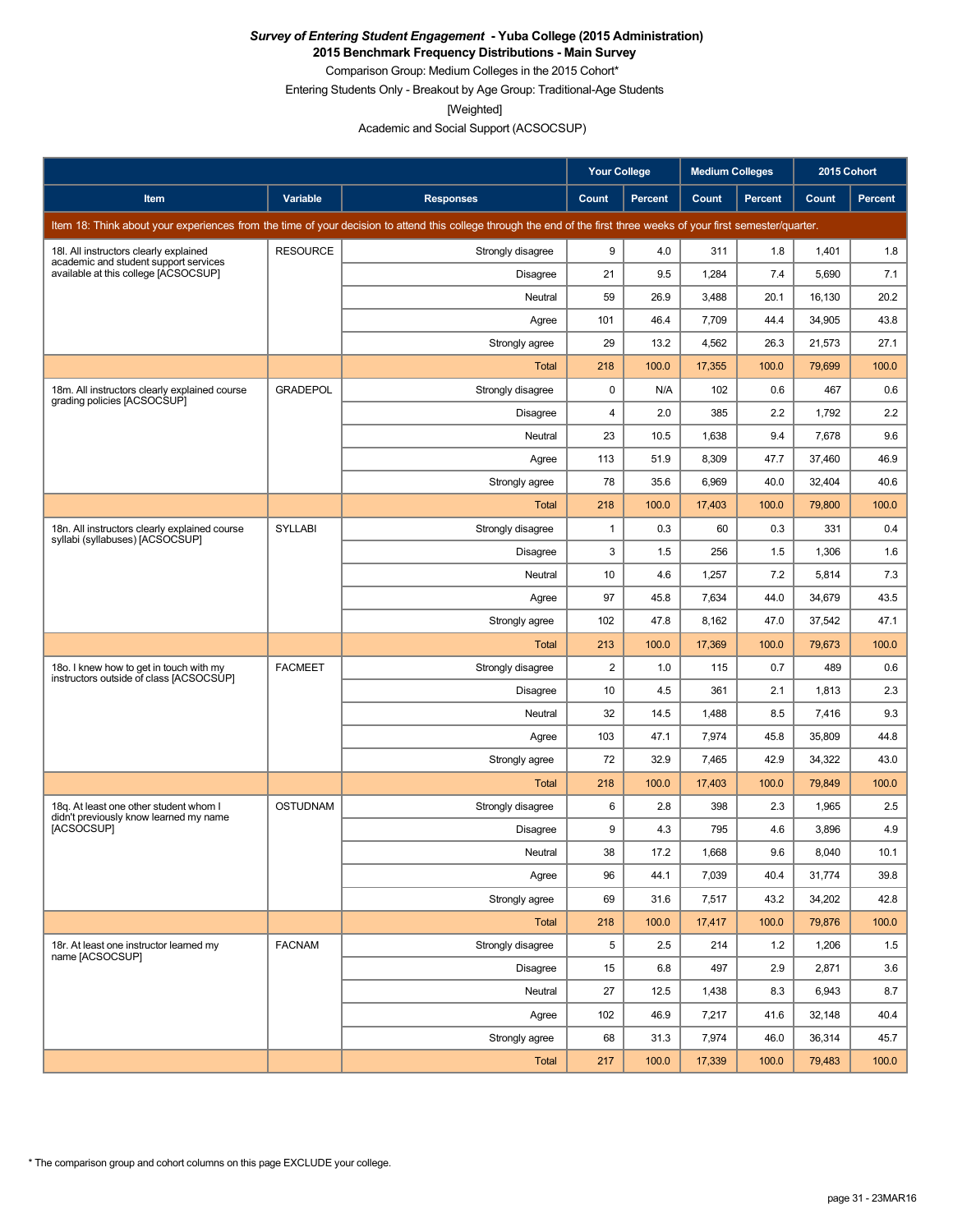***Survey of Entering Student Engagement* - Yuba College (2015 Administration)**
**2015 Benchmark Frequency Distributions - Main Survey**
Comparison Group: Medium Colleges in the 2015 Cohort*
Entering Students Only - Breakout by Age Group: Traditional-Age Students
[Weighted]
Academic and Social Support (ACSOCSUP)

| | | | Your College | | Medium Colleges | | 2015 Cohort | |
|---|---|---|---|---|---|---|---|---|
| **Item** | **Variable** | **Responses** | **Count** | **Percent** | **Count** | **Percent** | **Count** | **Percent** |
| Item 18: Think about your experiences from the time of your decision to attend this college through the end of the first three weeks of your first semester/quarter. | | | | | | | | |
| 18l. All instructors clearly explained academic and student support services available at this college [ACSOCSUP] | RESOURCE | Strongly disagree | 9 | 4.0 | 311 | 1.8 | 1,401 | 1.8 |
| | | Disagree | 21 | 9.5 | 1,284 | 7.4 | 5,690 | 7.1 |
| | | Neutral | 59 | 26.9 | 3,488 | 20.1 | 16,130 | 20.2 |
| | | Agree | 101 | 46.4 | 7,709 | 44.4 | 34,905 | 43.8 |
| | | Strongly agree | 29 | 13.2 | 4,562 | 26.3 | 21,573 | 27.1 |
| | | Total | 218 | 100.0 | 17,355 | 100.0 | 79,699 | 100.0 |
| 18m. All instructors clearly explained course grading policies [ACSOCSUP] | GRADEPOL | Strongly disagree | 0 | N/A | 102 | 0.6 | 467 | 0.6 |
| | | Disagree | 4 | 2.0 | 385 | 2.2 | 1,792 | 2.2 |
| | | Neutral | 23 | 10.5 | 1,638 | 9.4 | 7,678 | 9.6 |
| | | Agree | 113 | 51.9 | 8,309 | 47.7 | 37,460 | 46.9 |
| | | Strongly agree | 78 | 35.6 | 6,969 | 40.0 | 32,404 | 40.6 |
| | | Total | 218 | 100.0 | 17,403 | 100.0 | 79,800 | 100.0 |
| 18n. All instructors clearly explained course syllabi (syllabuses) [ACSOCSUP] | SYLLABI | Strongly disagree | 1 | 0.3 | 60 | 0.3 | 331 | 0.4 |
| | | Disagree | 3 | 1.5 | 256 | 1.5 | 1,306 | 1.6 |
| | | Neutral | 10 | 4.6 | 1,257 | 7.2 | 5,814 | 7.3 |
| | | Agree | 97 | 45.8 | 7,634 | 44.0 | 34,679 | 43.5 |
| | | Strongly agree | 102 | 47.8 | 8,162 | 47.0 | 37,542 | 47.1 |
| | | Total | 213 | 100.0 | 17,369 | 100.0 | 79,673 | 100.0 |
| 18o. I knew how to get in touch with my instructors outside of class [ACSOCSUP] | FACMEET | Strongly disagree | 2 | 1.0 | 115 | 0.7 | 489 | 0.6 |
| | | Disagree | 10 | 4.5 | 361 | 2.1 | 1,813 | 2.3 |
| | | Neutral | 32 | 14.5 | 1,488 | 8.5 | 7,416 | 9.3 |
| | | Agree | 103 | 47.1 | 7,974 | 45.8 | 35,809 | 44.8 |
| | | Strongly agree | 72 | 32.9 | 7,465 | 42.9 | 34,322 | 43.0 |
| | | Total | 218 | 100.0 | 17,403 | 100.0 | 79,849 | 100.0 |
| 18q. At least one other student whom I didn't previously know learned my name [ACSOCSUP] | OSTUDNAM | Strongly disagree | 6 | 2.8 | 398 | 2.3 | 1,965 | 2.5 |
| | | Disagree | 9 | 4.3 | 795 | 4.6 | 3,896 | 4.9 |
| | | Neutral | 38 | 17.2 | 1,668 | 9.6 | 8,040 | 10.1 |
| | | Agree | 96 | 44.1 | 7,039 | 40.4 | 31,774 | 39.8 |
| | | Strongly agree | 69 | 31.6 | 7,517 | 43.2 | 34,202 | 42.8 |
| | | Total | 218 | 100.0 | 17,417 | 100.0 | 79,876 | 100.0 |
| 18r. At least one instructor learned my name [ACSOCSUP] | FACNAM | Strongly disagree | 5 | 2.5 | 214 | 1.2 | 1,206 | 1.5 |
| | | Disagree | 15 | 6.8 | 497 | 2.9 | 2,871 | 3.6 |
| | | Neutral | 27 | 12.5 | 1,438 | 8.3 | 6,943 | 8.7 |
| | | Agree | 102 | 46.9 | 7,217 | 41.6 | 32,148 | 40.4 |
| | | Strongly agree | 68 | 31.3 | 7,974 | 46.0 | 36,314 | 45.7 |
| | | Total | 217 | 100.0 | 17,339 | 100.0 | 79,483 | 100.0 |

\* The comparison group and cohort columns on this page EXCLUDE your college.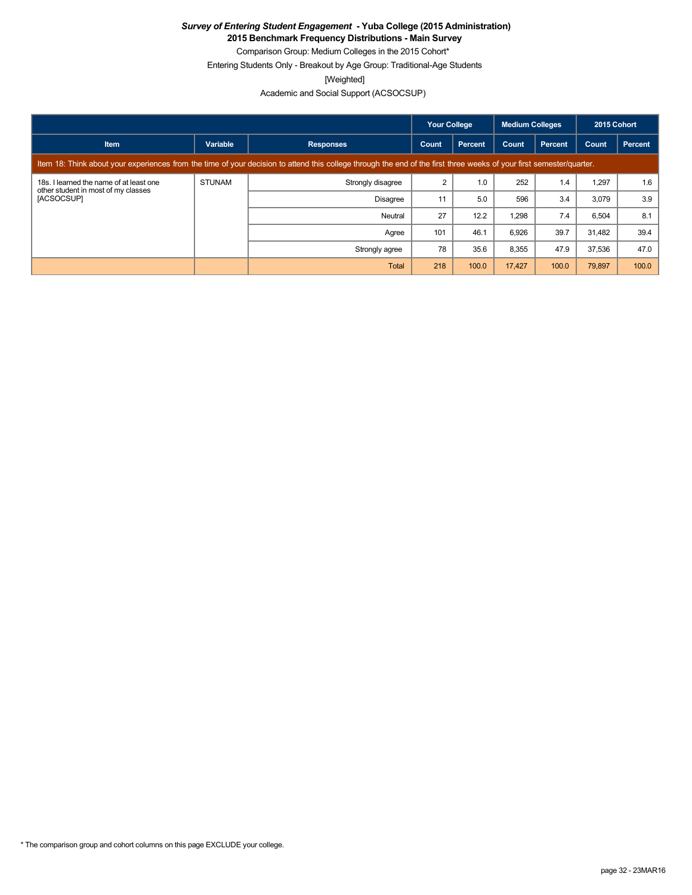***Survey of Entering Student Engagement* - Yuba College (2015 Administration)**

**2015 Benchmark Frequency Distributions - Main Survey**

Comparison Group: Medium Colleges in the 2015 Cohort*

Entering Students Only - Breakout by Age Group: Traditional-Age Students

[Weighted]

Academic and Social Support (ACSOCSUP)

| | | | Your College | | Medium Colleges | | 2015 Cohort | |
|---|---|---|---|---|---|---|---|---|
| **Item** | **Variable** | **Responses** | **Count** | **Percent** | **Count** | **Percent** | **Count** | **Percent** |
| Item 18: Think about your experiences from the time of your decision to attend this college through the end of the first three weeks of your first semester/quarter. | | | | | | | | |
| 18s. I learned the name of at least one other student in most of my classes [ACSOCSUP] | STUNAM | Strongly disagree | 2 | 1.0 | 252 | 1.4 | 1,297 | 1.6 |
| | | Disagree | 11 | 5.0 | 596 | 3.4 | 3,079 | 3.9 |
| | | Neutral | 27 | 12.2 | 1,298 | 7.4 | 6,504 | 8.1 |
| | | Agree | 101 | 46.1 | 6,926 | 39.7 | 31,482 | 39.4 |
| | | Strongly agree | 78 | 35.6 | 8,355 | 47.9 | 37,536 | 47.0 |
| | | Total | 218 | 100.0 | 17,427 | 100.0 | 79,897 | 100.0 |

* The comparison group and cohort columns on this page EXCLUDE your college.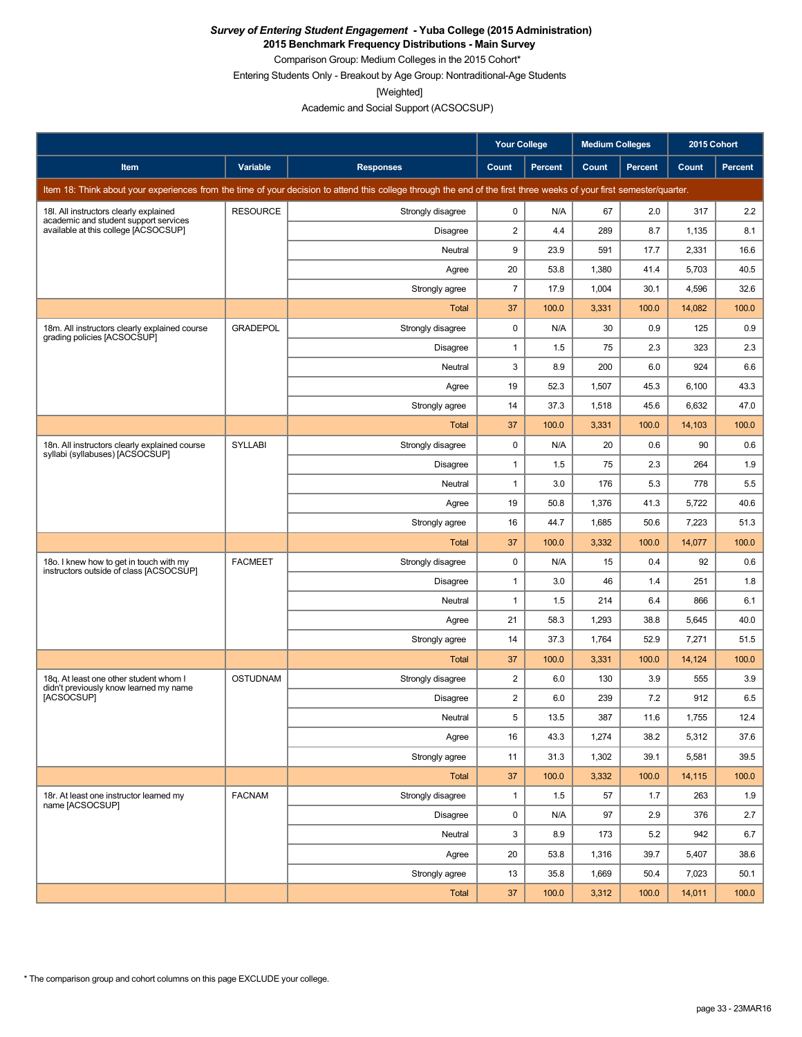***Survey of Entering Student Engagement* - Yuba College (2015 Administration)**

**2015 Benchmark Frequency Distributions - Main Survey**

Comparison Group: Medium Colleges in the 2015 Cohort*

Entering Students Only - Breakout by Age Group: Nontraditional-Age Students

[Weighted]

Academic and Social Support (ACSOCSUP)

| Item | Variable | Responses | Your College | | Medium Colleges | | 2015 Cohort | |
|---|---|---|---|---|---|---|---|---|
| | | | Count | Percent | Count | Percent | Count | Percent |
| Item 18: Think about your experiences from the time of your decision to attend this college through the end of the first three weeks of your first semester/quarter. | | | | | | | | |
| 18l. All instructors clearly explained academic and student support services available at this college [ACSOCSUP] | RESOURCE | Strongly disagree | 0 | N/A | 67 | 2.0 | 317 | 2.2 |
| | | Disagree | 2 | 4.4 | 289 | 8.7 | 1,135 | 8.1 |
| | | Neutral | 9 | 23.9 | 591 | 17.7 | 2,331 | 16.6 |
| | | Agree | 20 | 53.8 | 1,380 | 41.4 | 5,703 | 40.5 |
| | | Strongly agree | 7 | 17.9 | 1,004 | 30.1 | 4,596 | 32.6 |
| | | Total | 37 | 100.0 | 3,331 | 100.0 | 14,082 | 100.0 |
| 18m. All instructors clearly explained course grading policies [ACSOCSUP] | GRADEPOL | Strongly disagree | 0 | N/A | 30 | 0.9 | 125 | 0.9 |
| | | Disagree | 1 | 1.5 | 75 | 2.3 | 323 | 2.3 |
| | | Neutral | 3 | 8.9 | 200 | 6.0 | 924 | 6.6 |
| | | Agree | 19 | 52.3 | 1,507 | 45.3 | 6,100 | 43.3 |
| | | Strongly agree | 14 | 37.3 | 1,518 | 45.6 | 6,632 | 47.0 |
| | | Total | 37 | 100.0 | 3,331 | 100.0 | 14,103 | 100.0 |
| 18n. All instructors clearly explained course syllabi (syllabuses) [ACSOCSUP] | SYLLABI | Strongly disagree | 0 | N/A | 20 | 0.6 | 90 | 0.6 |
| | | Disagree | 1 | 1.5 | 75 | 2.3 | 264 | 1.9 |
| | | Neutral | 1 | 3.0 | 176 | 5.3 | 778 | 5.5 |
| | | Agree | 19 | 50.8 | 1,376 | 41.3 | 5,722 | 40.6 |
| | | Strongly agree | 16 | 44.7 | 1,685 | 50.6 | 7,223 | 51.3 |
| | | Total | 37 | 100.0 | 3,332 | 100.0 | 14,077 | 100.0 |
| 18o. I knew how to get in touch with my instructors outside of class [ACSOCSUP] | FACMEET | Strongly disagree | 0 | N/A | 15 | 0.4 | 92 | 0.6 |
| | | Disagree | 1 | 3.0 | 46 | 1.4 | 251 | 1.8 |
| | | Neutral | 1 | 1.5 | 214 | 6.4 | 866 | 6.1 |
| | | Agree | 21 | 58.3 | 1,293 | 38.8 | 5,645 | 40.0 |
| | | Strongly agree | 14 | 37.3 | 1,764 | 52.9 | 7,271 | 51.5 |
| | | Total | 37 | 100.0 | 3,331 | 100.0 | 14,124 | 100.0 |
| 18q. At least one other student whom I didn't previously know learned my name [ACSOCSUP] | OSTUDNAM | Strongly disagree | 2 | 6.0 | 130 | 3.9 | 555 | 3.9 |
| | | Disagree | 2 | 6.0 | 239 | 7.2 | 912 | 6.5 |
| | | Neutral | 5 | 13.5 | 387 | 11.6 | 1,755 | 12.4 |
| | | Agree | 16 | 43.3 | 1,274 | 38.2 | 5,312 | 37.6 |
| | | Strongly agree | 11 | 31.3 | 1,302 | 39.1 | 5,581 | 39.5 |
| | | Total | 37 | 100.0 | 3,332 | 100.0 | 14,115 | 100.0 |
| 18r. At least one instructor learned my name [ACSOCSUP] | FACNAM | Strongly disagree | 1 | 1.5 | 57 | 1.7 | 263 | 1.9 |
| | | Disagree | 0 | N/A | 97 | 2.9 | 376 | 2.7 |
| | | Neutral | 3 | 8.9 | 173 | 5.2 | 942 | 6.7 |
| | | Agree | 20 | 53.8 | 1,316 | 39.7 | 5,407 | 38.6 |
| | | Strongly agree | 13 | 35.8 | 1,669 | 50.4 | 7,023 | 50.1 |
| | | Total | 37 | 100.0 | 3,312 | 100.0 | 14,011 | 100.0 |

* The comparison group and cohort columns on this page EXCLUDE your college.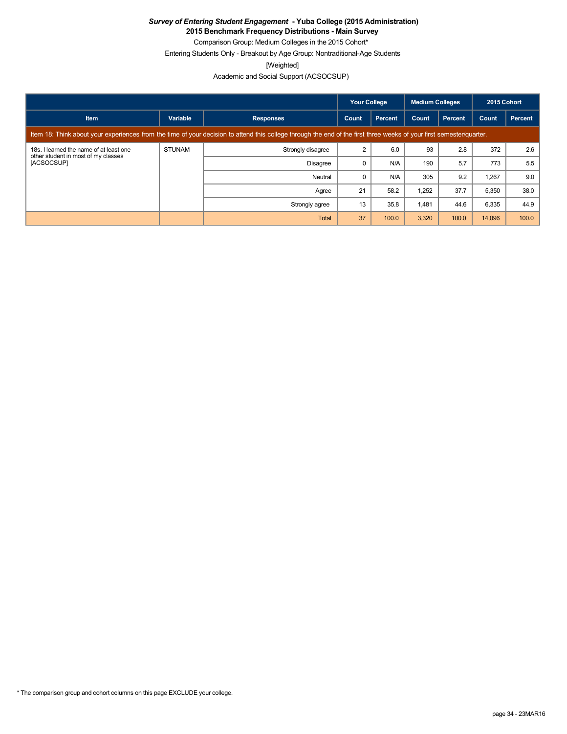***Survey of Entering Student Engagement* - Yuba College (2015 Administration)**

**2015 Benchmark Frequency Distributions - Main Survey**

Comparison Group: Medium Colleges in the 2015 Cohort*

Entering Students Only - Breakout by Age Group: Nontraditional-Age Students

[Weighted]

Academic and Social Support (ACSOCSUP)

| | | | Your College | | Medium Colleges | | 2015 Cohort | |
|---|---|---|---|---|---|---|---|---|
| **Item** | **Variable** | **Responses** | **Count** | **Percent** | **Count** | **Percent** | **Count** | **Percent** |
| Item 18: Think about your experiences from the time of your decision to attend this college through the end of the first three weeks of your first semester/quarter. | | | | | | | | |
| 18s. I learned the name of at least one other student in most of my classes [ACSOCSUP] | STUNAM | Strongly disagree | 2 | 6.0 | 93 | 2.8 | 372 | 2.6 |
| | | Disagree | 0 | N/A | 190 | 5.7 | 773 | 5.5 |
| | | Neutral | 0 | N/A | 305 | 9.2 | 1,267 | 9.0 |
| | | Agree | 21 | 58.2 | 1,252 | 37.7 | 5,350 | 38.0 |
| | | Strongly agree | 13 | 35.8 | 1,481 | 44.6 | 6,335 | 44.9 |
| | | Total | 37 | 100.0 | 3,320 | 100.0 | 14,096 | 100.0 |

* The comparison group and cohort columns on this page EXCLUDE your college.